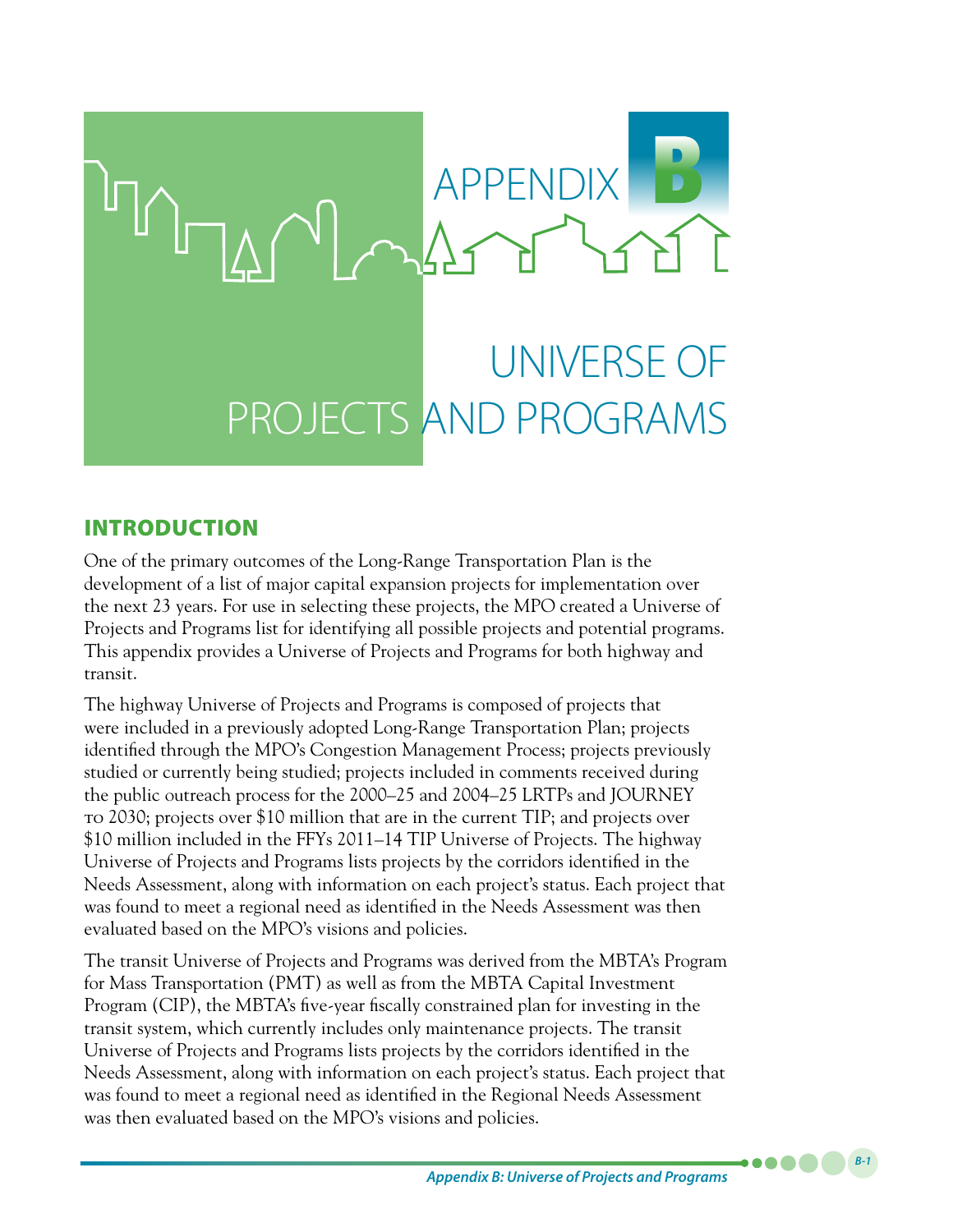# APPENDIX B

# UNIVERSE OF PROJECTS AND PROGRAMS

## INTRODUCTION

One of the primary outcomes of the Long-Range Transportation Plan is the development of a list of major capital expansion projects for implementation over the next 23 years. For use in selecting these projects, the MPO created a Universe of Projects and Programs list for identifying all possible projects and potential programs. This appendix provides a Universe of Projects and Programs for both highway and transit.

The highway Universe of Projects and Programs is composed of projects that were included in a previously adopted Long-Range Transportation Plan; projects identified through the MPO's Congestion Management Process; projects previously studied or currently being studied; projects included in comments received during the public outreach process for the 2000–25 and 2004–25 LRTPs and JOURNEY TO 2030; projects over $10 million that are in the current TIP; and projects over $10 million included in the FFYs 2011–14 TIP Universe of Projects. The highway Universe of Projects and Programs lists projects by the corridors identified in the Needs Assessment, along with information on each project's status. Each project that was found to meet a regional need as identified in the Needs Assessment was then evaluated based on the MPO's visions and policies.

The transit Universe of Projects and Programs was derived from the MBTA's Program for Mass Transportation (PMT) as well as from the MBTA Capital Investment Program (CIP), the MBTA's five-year fiscally constrained plan for investing in the transit system, which currently includes only maintenance projects. The transit Universe of Projects and Programs lists projects by the corridors identified in the Needs Assessment, along with information on each project's status. Each project that was found to meet a regional need as identified in the Regional Needs Assessment was then evaluated based on the MPO's visions and policies.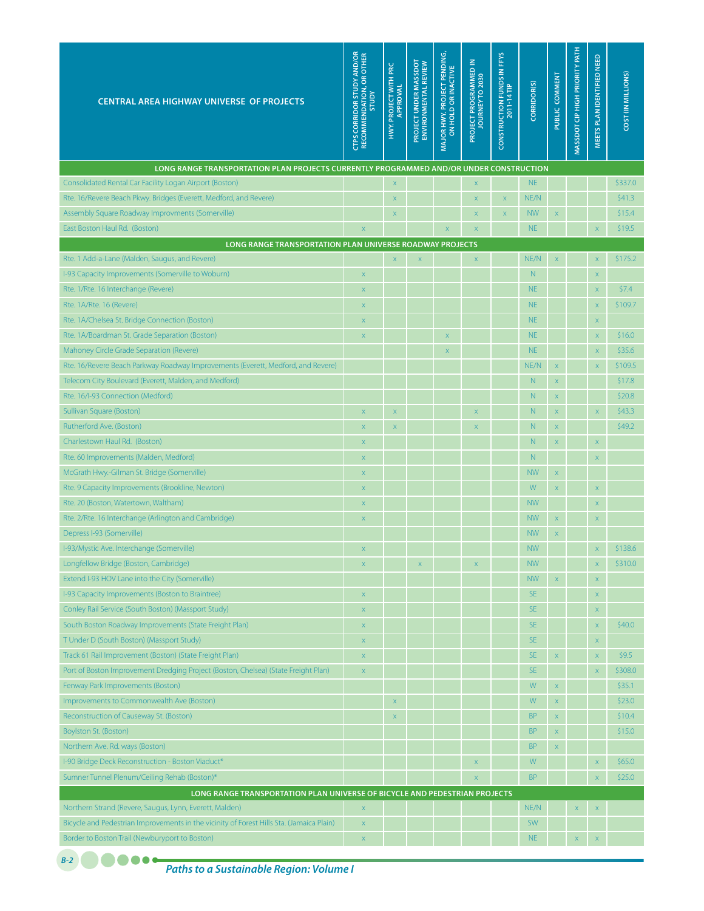| CENTRAL AREA HIGHWAY UNIVERSE OF PROJECTS | CTPS CORRIDOR STUDY AND/OR RECOMMENDATION, OR OTHER STUDY | HWY. PROJECT WITH PRC APPROVAL | PROJECT UNDER MASSDOT ENVIRONMENTAL REVIEW | MAJOR HWY. PROJECT PENDING, ON HOLD OR INACTIVE | PROJECT PROGRAMMED IN JOURNEY TO 2030 | CONSTRUCTION FUNDS IN FFYS 2011-14 TIP | CORRIDOR(S) | PUBLIC COMMENT | MASSDOT CIP HIGH PRIORITY PATH | MEETS PLAN IDENTIFIED NEED | COST (IN MILLIONS) |
|---|---|---|---|---|---|---|---|---|---|---|---|
| **LONG RANGE TRANSPORTATION PLAN PROJECTS CURRENTLY PROGRAMMED AND/OR UNDER CONSTRUCTION** | | | | | | | | | | | |
| Consolidated Rental Car Facility Logan Airport (Boston) | | x | | | x | | NE | | | | $337.0 |
| Rte. 16/Revere Beach Pkwy. Bridges (Everett, Medford, and Revere) | | x | | | x | x | NE/N | | | | $41.3 |
| Assembly Square Roadway Improvments (Somerville) | | x | | | x | x | NW | x | | | $15.4 |
| East Boston Haul Rd. (Boston) | x | | | x | x | | NE | | | x | $19.5 |
| **LONG RANGE TRANSPORTATION PLAN UNIVERSE ROADWAY PROJECTS** | | | | | | | | | | | |
| Rte. 1 Add-a-Lane (Malden, Saugus, and Revere) | | x | x | | x | | NE/N | x | | x | $175.2 |
| I-93 Capacity Improvements (Somerville to Woburn) | x | | | | | | N | | | x | |
| Rte. 1/Rte. 16 Interchange (Revere) | x | | | | | | NE | | | x | $7.4 |
| Rte. 1A/Rte. 16 (Revere) | x | | | | | | NE | | | x | $109.7 |
| Rte. 1A/Chelsea St. Bridge Connection (Boston) | x | | | | | | NE | | | x | |
| Rte. 1A/Boardman St. Grade Separation (Boston) | x | | | x | | | NE | | | x | $16.0 |
| Mahoney Circle Grade Separation (Revere) | | | | x | | | NE | | | x | $35.6 |
| Rte. 16/Revere Beach Parkway Roadway Improvements (Everett, Medford, and Revere) | | | | | | | NE/N | x | | x | $109.5 |
| Telecom City Boulevard (Everett, Malden, and Medford) | | | | | | | N | x | | | $17.8 |
| Rte. 16/I-93 Connection (Medford) | | | | | | | N | x | | | $20.8 |
| Sullivan Square (Boston) | x | x | | | x | | N | x | | x | $43.3 |
| Rutherford Ave. (Boston) | x | x | | | x | | N | x | | | $49.2 |
| Charlestown Haul Rd. (Boston) | x | | | | | | N | x | | x | |
| Rte. 60 Improvements (Malden, Medford) | x | | | | | | N | | | x | |
| McGrath Hwy.-Gilman St. Bridge (Somerville) | x | | | | | | NW | x | | | |
| Rte. 9 Capacity Improvements (Brookline, Newton) | x | | | | | | W | x | | x | |
| Rte. 20 (Boston, Watertown, Waltham) | x | | | | | | NW | | | x | |
| Rte. 2/Rte. 16 Interchange (Arlington and Cambridge) | x | | | | | | NW | x | | x | |
| Depress I-93 (Somerville) | | | | | | | NW | x | | | |
| I-93/Mystic Ave. Interchange (Somerville) | x | | | | | | NW | | | x | $138.6 |
| Longfellow Bridge (Boston, Cambridge) | x | | x | | x | | NW | | | x | $310.0 |
| Extend I-93 HOV Lane into the City (Somerville) | | | | | | | NW | x | | x | |
| I-93 Capacity Improvements (Boston to Braintree) | x | | | | | | SE | | | x | |
| Conley Rail Service (South Boston) (Massport Study) | x | | | | | | SE | | | x | |
| South Boston Roadway Improvements (State Freight Plan) | x | | | | | | SE | | | x | $40.0 |
| T Under D (South Boston) (Massport Study) | x | | | | | | SE | | | x | |
| Track 61 Rail Improvement (Boston) (State Freight Plan) | x | | | | | | SE | x | | x | $9.5 |
| Port of Boston Improvement Dredging Project (Boston, Chelsea) (State Freight Plan) | x | | | | | | SE | | | x | $308.0 |
| Fenway Park Improvements (Boston) | | | | | | | W | x | | | $35.1 |
| Improvements to Commonwealth Ave (Boston) | | x | | | | | W | x | | | $23.0 |
| Reconstruction of Causeway St. (Boston) | | x | | | | | BP | x | | | $10.4 |
| Boylston St. (Boston) | | | | | | | BP | x | | | $15.0 |
| Northern Ave. Rd. ways (Boston) | | | | | | | BP | x | | | |
| I-90 Bridge Deck Reconstruction - Boston Viaduct* | | | | | x | | W | | | x | $65.0 |
| Sumner Tunnel Plenum/Ceiling Rehab (Boston)* | | | | | x | | BP | | | x | $25.0 |
| **LONG RANGE TRANSPORTATION PLAN UNIVERSE OF BICYCLE AND PEDESTRIAN PROJECTS** | | | | | | | | | | | |
| Northern Strand (Revere, Saugus, Lynn, Everett, Malden) | x | | | | | | NE/N | | x | x | |
| Bicycle and Pedestrian Improvements in the vicinity of Forest Hills Sta. (Jamaica Plain) | x | | | | | | SW | | | | |
| Border to Boston Trail (Newburyport to Boston) | x | | | | | | NE | | x | x | |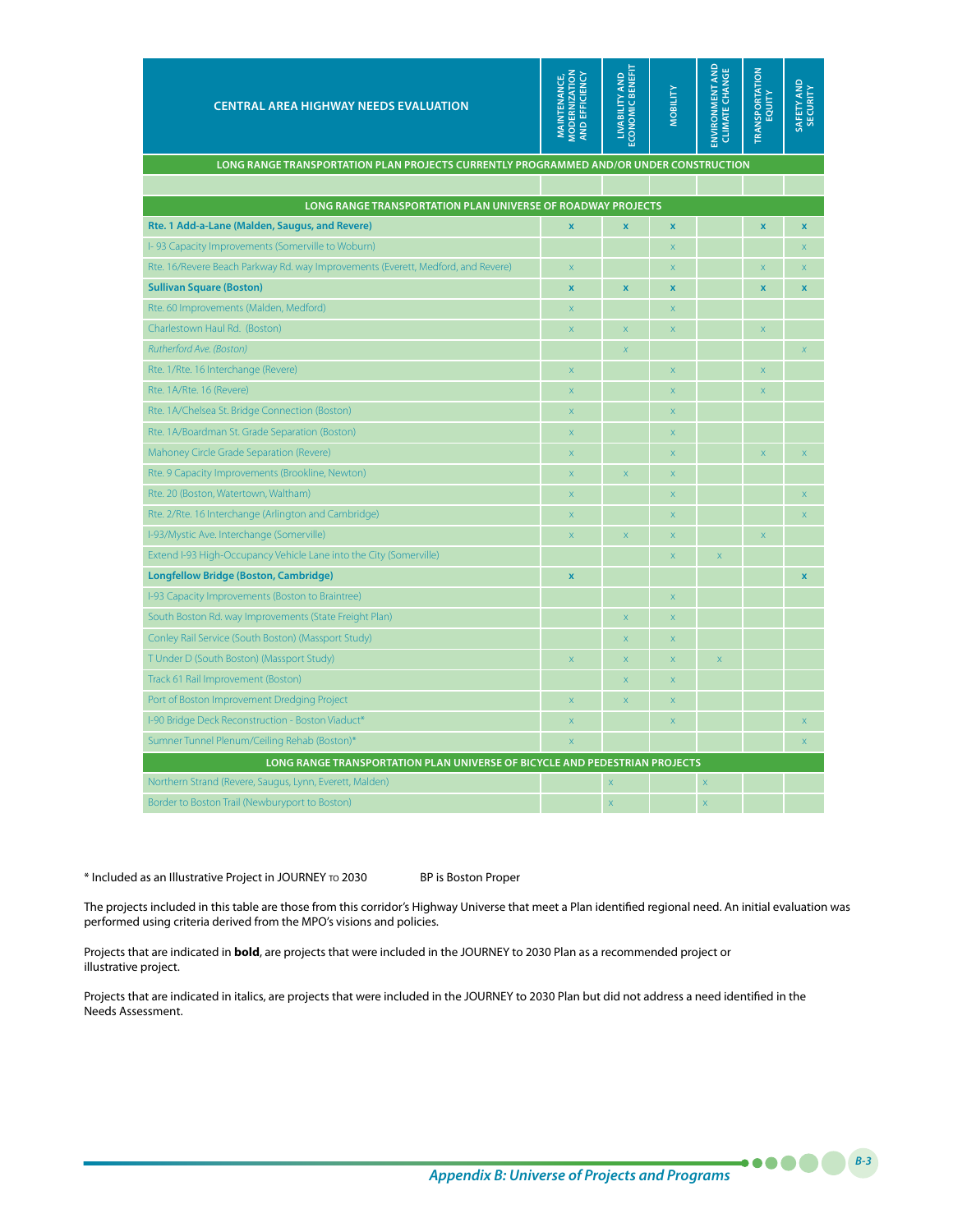| CENTRAL AREA HIGHWAY NEEDS EVALUATION | MAINTENANCE, MODERNIZATION AND EFFICIENCY | LIVABILITY AND ECONOMIC BENEFIT | MOBILITY | ENVIRONMENT AND CLIMATE CHANGE | TRANSPORTATION EQUITY | SAFETY AND SECURITY |
|---|---|---|---|---|---|---|
| **LONG RANGE TRANSPORTATION PLAN PROJECTS CURRENTLY PROGRAMMED AND/OR UNDER CONSTRUCTION** | | | | | | |
| | | | | | | |
| **LONG RANGE TRANSPORTATION PLAN UNIVERSE OF ROADWAY PROJECTS** | | | | | | |
| **Rte. 1 Add-a-Lane (Malden, Saugus, and Revere)** | **x** | **x** | **x** | | **x** | **x** |
| I- 93 Capacity Improvements (Somerville to Woburn) | | | x | | | x |
| Rte. 16/Revere Beach Parkway Rd. way Improvements (Everett, Medford, and Revere) | x | | x | | x | x |
| **Sullivan Square (Boston)** | **x** | **x** | **x** | | **x** | **x** |
| Rte. 60 Improvements (Malden, Medford) | x | | x | | | |
| Charlestown Haul Rd. (Boston) | x | x | x | | x | |
| *Rutherford Ave. (Boston)* | | *x* | | | | *x* |
| Rte. 1/Rte. 16 Interchange (Revere) | x | | x | | x | |
| Rte. 1A/Rte. 16 (Revere) | x | | x | | x | |
| Rte. 1A/Chelsea St. Bridge Connection (Boston) | x | | x | | | |
| Rte. 1A/Boardman St. Grade Separation (Boston) | x | | x | | | |
| Mahoney Circle Grade Separation (Revere) | x | | x | | x | x |
| Rte. 9 Capacity Improvements (Brookline, Newton) | x | x | x | | | |
| Rte. 20 (Boston, Watertown, Waltham) | x | | x | | | x |
| Rte. 2/Rte. 16 Interchange (Arlington and Cambridge) | x | | x | | | x |
| I-93/Mystic Ave. Interchange (Somerville) | x | x | x | | x | |
| Extend I-93 High-Occupancy Vehicle Lane into the City (Somerville) | | | x | x | | |
| **Longfellow Bridge (Boston, Cambridge)** | **x** | | | | | **x** |
| I-93 Capacity Improvements (Boston to Braintree) | | | x | | | |
| South Boston Rd. way Improvements (State Freight Plan) | | x | x | | | |
| Conley Rail Service (South Boston) (Massport Study) | | x | x | | | |
| T Under D (South Boston) (Massport Study) | x | x | x | x | | |
| Track 61 Rail Improvement (Boston) | | x | x | | | |
| Port of Boston Improvement Dredging Project | x | x | x | | | |
| I-90 Bridge Deck Reconstruction - Boston Viaduct* | x | | x | | | x |
| Sumner Tunnel Plenum/Ceiling Rehab (Boston)* | x | | | | | x |
| **LONG RANGE TRANSPORTATION PLAN UNIVERSE OF BICYCLE AND PEDESTRIAN PROJECTS** | | | | | | |
| Northern Strand (Revere, Saugus, Lynn, Everett, Malden) | | x | | x | | |
| Border to Boston Trail (Newburyport to Boston) | | x | | x | | |

* Included as an Illustrative Project in JOURNEY TO 2030 BP is Boston Proper

The projects included in this table are those from this corridor's Highway Universe that meet a Plan identified regional need. An initial evaluation was performed using criteria derived from the MPO's visions and policies.

Projects that are indicated in **bold**, are projects that were included in the JOURNEY to 2030 Plan as a recommended project or illustrative project.

Projects that are indicated in italics, are projects that were included in the JOURNEY to 2030 Plan but did not address a need identified in the Needs Assessment.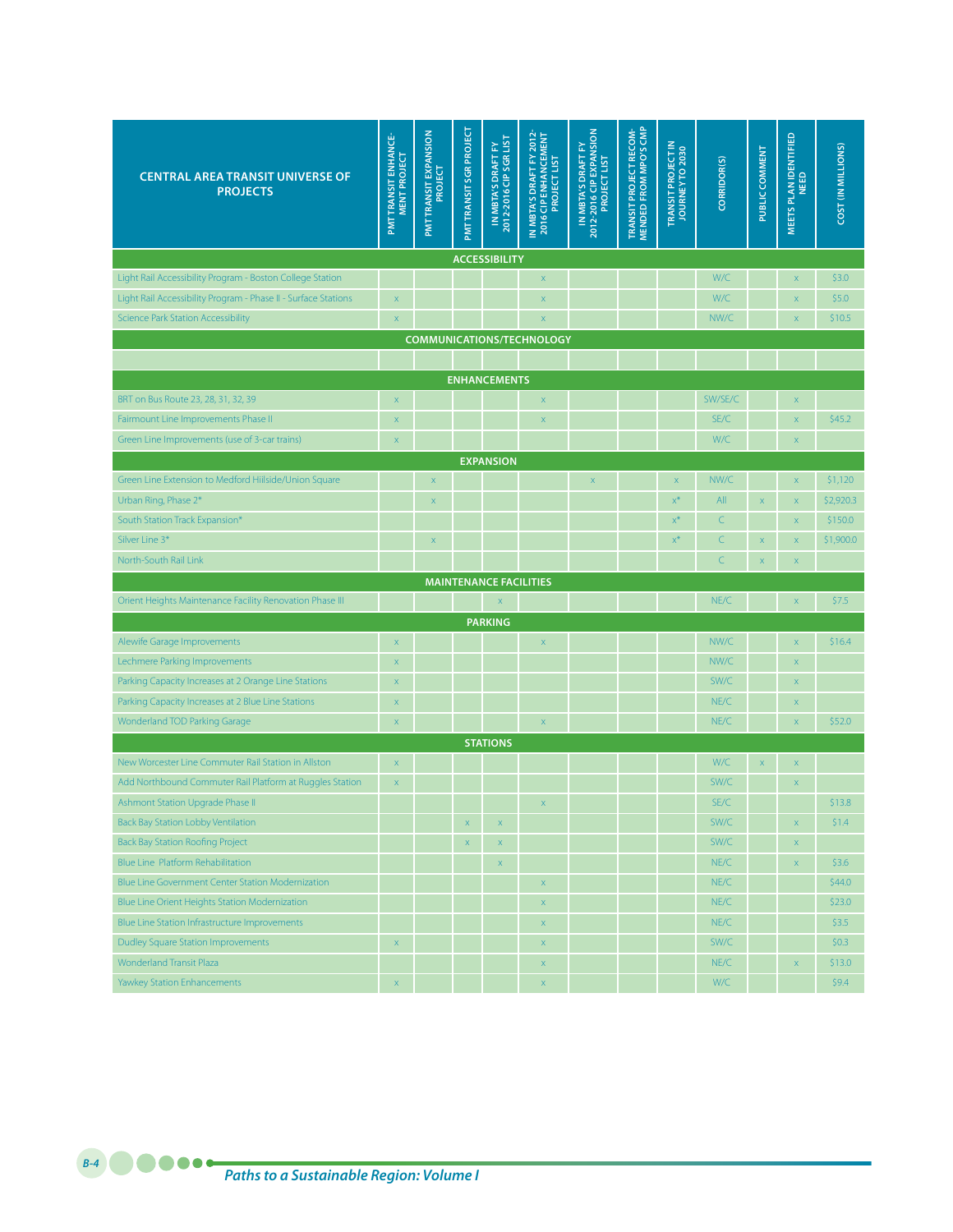| CENTRAL AREA TRANSIT UNIVERSE OF PROJECTS | PMT TRANSIT ENHANCEMENT PROJECT | PMT TRANSIT EXPANSION PROJECT | PMT TRANSIT SGR PROJECT | IN MBTA'S DRAFT FY 2012-2016 CIP SGR LIST | IN MBTA'S DRAFT FY 2012-2016 CIP ENHANCEMENT PROJECT LIST | IN MBTA'S DRAFT FY 2012-2016 CIP EXPANSION PROJECT LIST | TRANSIT PROJECT RECOMMENDED FROM MPO'S CMP | TRANSIT PROJECT IN JOURNEY TO 2030 | CORRIDOR(S) | PUBLIC COMMENT | MEETS PLAN IDENTIFIED NEED | COST (IN MILLIONS) |
|---|---|---|---|---|---|---|---|---|---|---|---|---|
| **ACCESSIBILITY** | | | | | | | | | | | | |
| Light Rail Accessibility Program - Boston College Station | | | | | x | | | | W/C | | x | $3.0 |
| Light Rail Accessibility Program - Phase II - Surface Stations | x | | | | x | | | | W/C | | x | $5.0 |
| Science Park Station Accessibility | x | | | | x | | | | NW/C | | x | $10.5 |
| **COMMUNICATIONS/TECHNOLOGY** | | | | | | | | | | | | |
| | | | | | | | | | | | | |
| **ENHANCEMENTS** | | | | | | | | | | | | |
| BRT on Bus Route 23, 28, 31, 32, 39 | x | | | | x | | | | SW/SE/C | | x | |
| Fairmount Line Improvements Phase II | x | | | | x | | | | SE/C | | x | $45.2 |
| Green Line Improvements (use of 3-car trains) | x | | | | | | | | W/C | | x | |
| **EXPANSION** | | | | | | | | | | | | |
| Green Line Extension to Medford Hillside/Union Square | | x | | | | x | | x | NW/C | | x | $1,120 |
| Urban Ring, Phase 2* | | x | | | | | | x* | All | x | x | $2,920.3 |
| South Station Track Expansion* | | | | | | | | x* | C | | x | $150.0 |
| Silver Line 3* | | x | | | | | | x* | C | x | x | $1,900.0 |
| North-South Rail Link | | | | | | | | | C | x | x | |
| **MAINTENANCE FACILITIES** | | | | | | | | | | | | |
| Orient Heights Maintenance Facility Renovation Phase III | | | | x | | | | | NE/C | | x | $7.5 |
| **PARKING** | | | | | | | | | | | | |
| Alewife Garage Improvements | x | | | | x | | | | NW/C | | x | $16.4 |
| Lechmere Parking Improvements | x | | | | | | | | NW/C | | x | |
| Parking Capacity Increases at 2 Orange Line Stations | x | | | | | | | | SW/C | | x | |
| Parking Capacity Increases at 2 Blue Line Stations | x | | | | | | | | NE/C | | x | |
| Wonderland TOD Parking Garage | x | | | | x | | | | NE/C | | x | $52.0 |
| **STATIONS** | | | | | | | | | | | | |
| New Worcester Line Commuter Rail Station in Allston | x | | | | | | | | W/C | x | x | |
| Add Northbound Commuter Rail Platform at Ruggles Station | x | | | | | | | | SW/C | | x | |
| Ashmont Station Upgrade Phase II | | | | | x | | | | SE/C | | | $13.8 |
| Back Bay Station Lobby Ventilation | | | x | x | | | | | SW/C | | x | $1.4 |
| Back Bay Station Roofing Project | | | x | x | | | | | SW/C | | x | |
| Blue Line Platform Rehabilitation | | | | x | | | | | NE/C | | x | $3.6 |
| Blue Line Government Center Station Modernization | | | | | x | | | | NE/C | | | $44.0 |
| Blue Line Orient Heights Station Modernization | | | | | x | | | | NE/C | | | $23.0 |
| Blue Line Station Infrastructure Improvements | | | | | x | | | | NE/C | | | $3.5 |
| Dudley Square Station Improvements | x | | | | x | | | | SW/C | | | $0.3 |
| Wonderland Transit Plaza | | | | | x | | | | NE/C | | x | $13.0 |
| Yawkey Station Enhancements | x | | | | x | | | | W/C | | | $9.4 |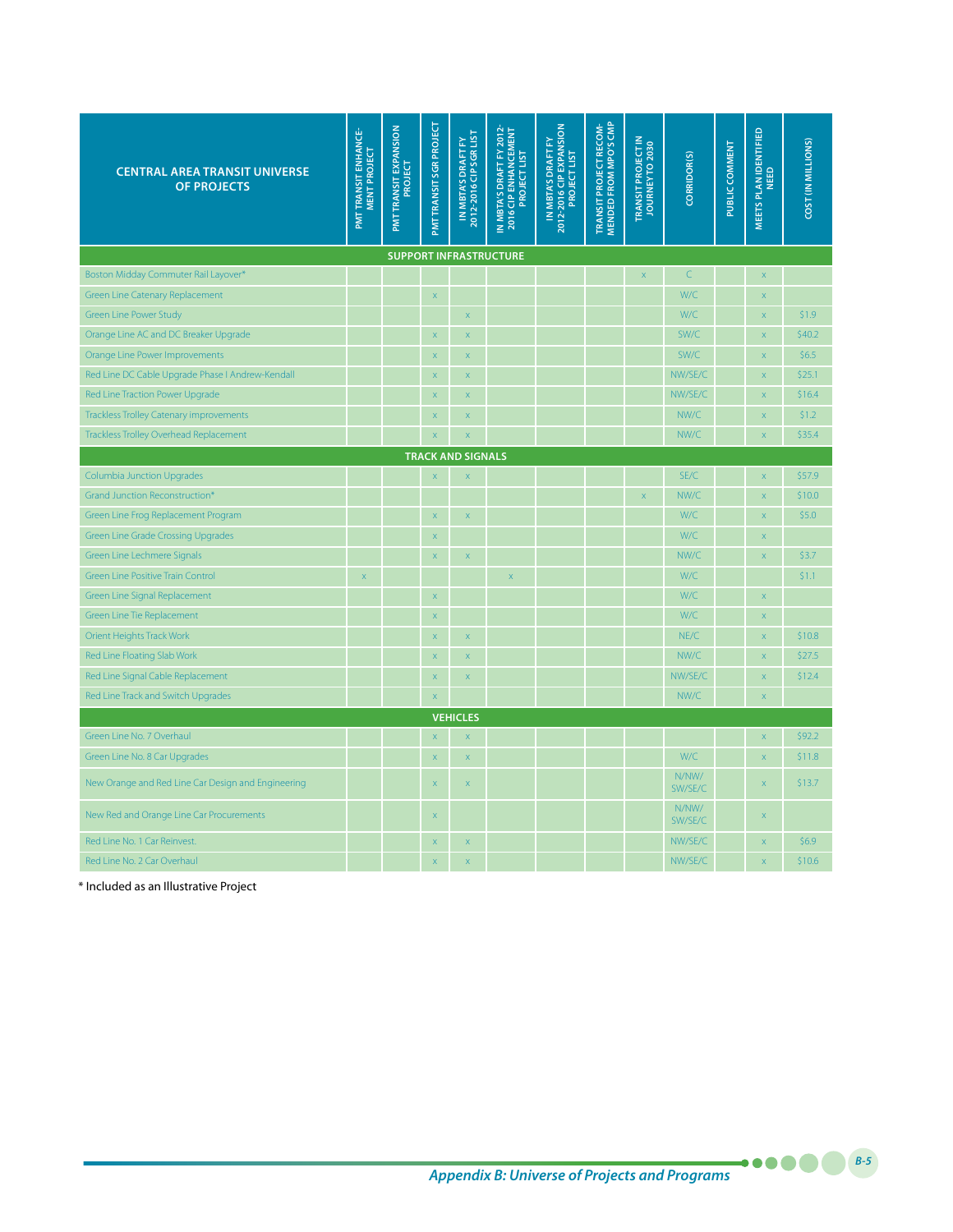| CENTRAL AREA TRANSIT UNIVERSE OF PROJECTS | PMT TRANSIT ENHANCE-MENT PROJECT | PMT TRANSIT EXPANSION PROJECT | PMT TRANSIT SGR PROJECT | IN MBTA'S DRAFT FY 2012-2016 CIP SGR LIST | IN MBTA'S DRAFT FY 2012-2016 CIP ENHANCEMENT PROJECT LIST | IN MBTA'S DRAFT FY 2012-2016 CIP EXPANSION PROJECT LIST | TRANSIT PROJECT RECOM-MENDED FROM MPO'S CMP | TRANSIT PROJECT IN JOURNEY TO 2030 | CORRIDOR(S) | PUBLIC COMMENT | MEETS PLAN IDENTIFIED NEED | COST (IN MILLIONS) |
|---|---|---|---|---|---|---|---|---|---|---|---|---|
| **SUPPORT INFRASTRUCTURE** | | | | | | | | | | | | |
| Boston Midday Commuter Rail Layover* | | | | | | | | x | C | | x | |
| Green Line Catenary Replacement | | | x | | | | | | W/C | | x | |
| Green Line Power Study | | | | x | | | | | W/C | | x | $1.9 |
| Orange Line AC and DC Breaker Upgrade | | | x | x | | | | | SW/C | | x | $40.2 |
| Orange Line Power Improvements | | | x | x | | | | | SW/C | | x | $6.5 |
| Red Line DC Cable Upgrade Phase I Andrew-Kendall | | | x | x | | | | | NW/SE/C | | x | $25.1 |
| Red Line Traction Power Upgrade | | | x | x | | | | | NW/SE/C | | x | $16.4 |
| Trackless Trolley Catenary improvements | | | x | x | | | | | NW/C | | x | $1.2 |
| Trackless Trolley Overhead Replacement | | | x | x | | | | | NW/C | | x | $35.4 |
| **TRACK AND SIGNALS** | | | | | | | | | | | | |
| Columbia Junction Upgrades | | | x | x | | | | | SE/C | | x | $57.9 |
| Grand Junction Reconstruction* | | | | | | | | x | NW/C | | x | $10.0 |
| Green Line Frog Replacement Program | | | x | x | | | | | W/C | | x | $5.0 |
| Green Line Grade Crossing Upgrades | | | x | | | | | | W/C | | x | |
| Green Line Lechmere Signals | | | x | x | | | | | NW/C | | x | $3.7 |
| Green Line Positive Train Control | x | | | | x | | | | W/C | | | $1.1 |
| Green Line Signal Replacement | | | x | | | | | | W/C | | x | |
| Green Line Tie Replacement | | | x | | | | | | W/C | | x | |
| Orient Heights Track Work | | | x | x | | | | | NE/C | | x | $10.8 |
| Red Line Floating Slab Work | | | x | x | | | | | NW/C | | x | $27.5 |
| Red Line Signal Cable Replacement | | | x | x | | | | | NW/SE/C | | x | $12.4 |
| Red Line Track and Switch Upgrades | | | x | | | | | | NW/C | | x | |
| **VEHICLES** | | | | | | | | | | | | |
| Green Line No. 7 Overhaul | | | x | x | | | | | | | x | $92.2 |
| Green Line No. 8 Car Upgrades | | | x | x | | | | | W/C | | x | $11.8 |
| New Orange and Red Line Car Design and Engineering | | | x | x | | | | | N/NW/ SW/SE/C | | x | $13.7 |
| New Red and Orange Line Car Procurements | | | x | | | | | | N/NW/ SW/SE/C | | x | |
| Red Line No. 1 Car Reinvest. | | | x | x | | | | | NW/SE/C | | x | $6.9 |
| Red Line No. 2 Car Overhaul | | | x | x | | | | | NW/SE/C | | x | $10.6 |

\* Included as an Illustrative Project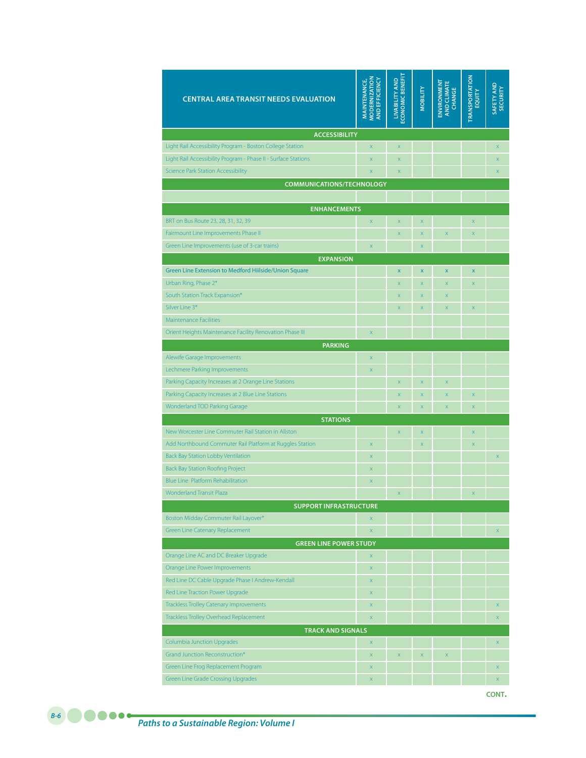| CENTRAL AREA TRANSIT NEEDS EVALUATION | MAINTENANCE, MODERNIZATION AND EFFICIENCY | LIVABILITY AND ECONOMIC BENEFIT | MOBILITY | ENVIRONMENT AND CLIMATE CHANGE | TRANSPORTATION EQUITY | SAFETY AND SECURITY |
|---|---|---|---|---|---|---|
| **ACCESSIBILITY** | | | | | | |
| Light Rail Accessibility Program - Boston College Station | x | x | | | | x |
| Light Rail Accessibility Program - Phase II - Surface Stations | x | x | | | | x |
| Science Park Station Accessibility | x | x | | | | x |
| **COMMUNICATIONS/TECHNOLOGY** | | | | | | |
| | | | | | | |
| **ENHANCEMENTS** | | | | | | |
| BRT on Bus Route 23, 28, 31, 32, 39 | x | x | x | | x | |
| Fairmount Line Improvements Phase II | | x | x | x | x | |
| Green Line Improvements (use of 3-car trains) | x | | x | | | |
| **EXPANSION** | | | | | | |
| Green Line Extension to Medford Hiilside/Union Square | | x | x | x | x | |
| Urban Ring, Phase 2* | | x | x | x | x | |
| South Station Track Expansion* | | x | x | x | | |
| Silver Line 3* | | x | x | x | x | |
| Maintenance Facilities | | | | | | |
| Orient Heights Maintenance Facility Renovation Phase III | x | | | | | |
| **PARKING** | | | | | | |
| Alewife Garage Improvements | x | | | | | |
| Lechmere Parking Improvements | x | | | | | |
| Parking Capacity Increases at 2 Orange Line Stations | | x | x | x | | |
| Parking Capacity Increases at 2 Blue Line Stations | | x | x | x | x | |
| Wonderland TOD Parking Garage | | x | x | x | x | |
| **STATIONS** | | | | | | |
| New Worcester Line Commuter Rail Station in Allston | | x | x | | x | |
| Add Northbound Commuter Rail Platform at Ruggles Station | x | | x | | x | |
| Back Bay Station Lobby Ventilation | x | | | | | x |
| Back Bay Station Roofing Project | x | | | | | |
| Blue Line Platform Rehabilitation | x | | | | | |
| Wonderland Transit Plaza | | x | | | x | |
| **SUPPORT INFRASTRUCTURE** | | | | | | |
| Boston Midday Commuter Rail Layover* | x | | | | | |
| Green Line Catenary Replacement | x | | | | | x |
| **GREEN LINE POWER STUDY** | | | | | | |
| Orange Line AC and DC Breaker Upgrade | x | | | | | |
| Orange Line Power Improvements | x | | | | | |
| Red Line DC Cable Upgrade Phase I Andrew-Kendall | x | | | | | |
| Red Line Traction Power Upgrade | x | | | | | |
| Trackless Trolley Catenary improvements | x | | | | | x |
| Trackless Trolley Overhead Replacement | x | | | | | x |
| **TRACK AND SIGNALS** | | | | | | |
| Columbia Junction Upgrades | x | | | | | x |
| Grand Junction Reconstruction* | x | x | x | x | | |
| Green Line Frog Replacement Program | x | | | | | x |
| Green Line Grade Crossing Upgrades | x | | | | | x |

**CONT.**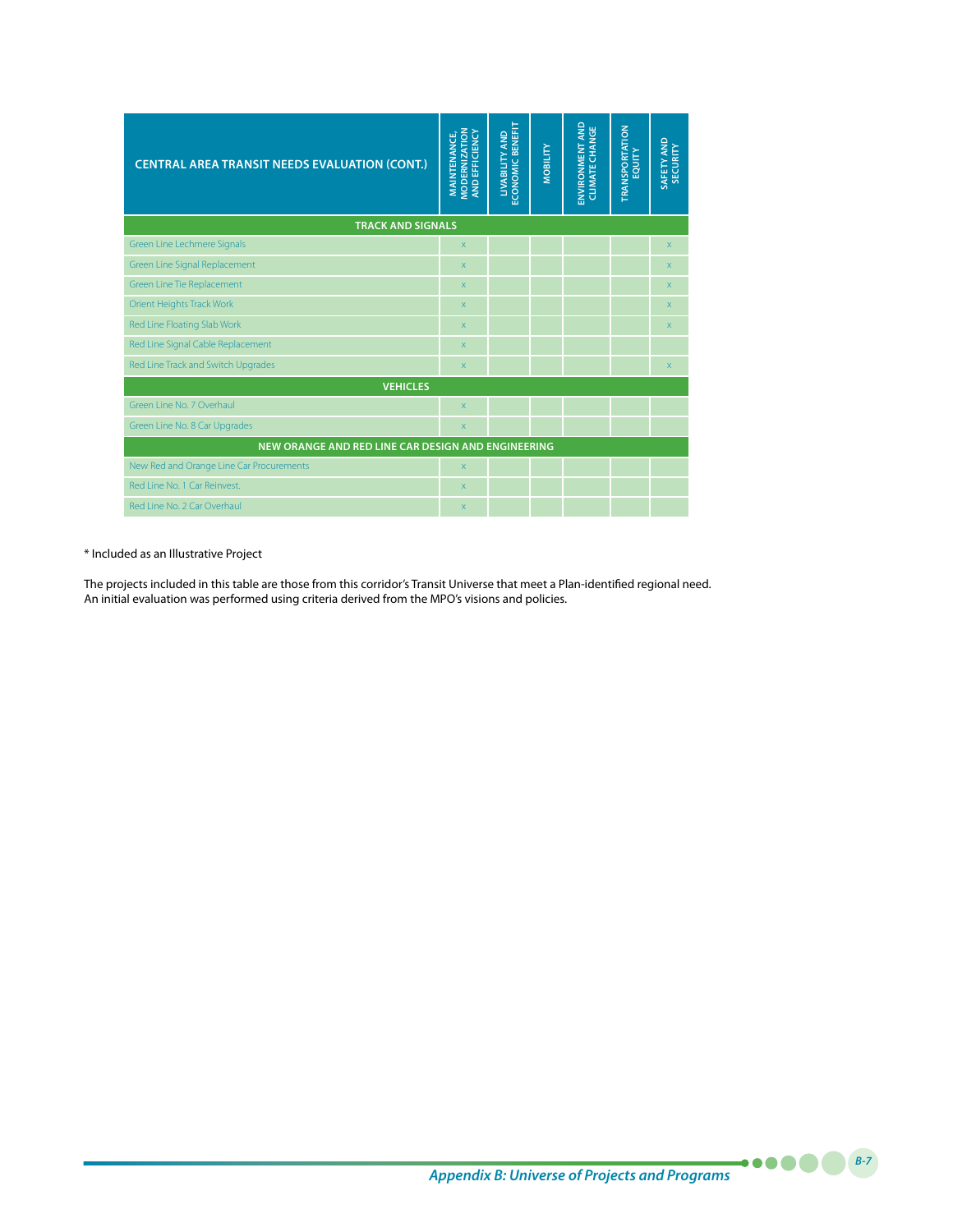| CENTRAL AREA TRANSIT NEEDS EVALUATION (CONT.) | MAINTENANCE, MODERNIZATION AND EFFICIENCY | LIVABILITY AND ECONOMIC BENEFIT | MOBILITY | ENVIRONMENT AND CLIMATE CHANGE | TRANSPORTATION EQUITY | SAFETY AND SECURITY |
|---|---|---|---|---|---|---|
| **TRACK AND SIGNALS** | | | | | | |
| Green Line Lechmere Signals | x | | | | | x |
| Green Line Signal Replacement | x | | | | | x |
| Green Line Tie Replacement | x | | | | | x |
| Orient Heights Track Work | x | | | | | x |
| Red Line Floating Slab Work | x | | | | | x |
| Red Line Signal Cable Replacement | x | | | | | |
| Red Line Track and Switch Upgrades | x | | | | | x |
| **VEHICLES** | | | | | | |
| Green Line No. 7 Overhaul | x | | | | | |
| Green Line No. 8 Car Upgrades | x | | | | | |
| **NEW ORANGE AND RED LINE CAR DESIGN AND ENGINEERING** | | | | | | |
| New Red and Orange Line Car Procurements | x | | | | | |
| Red Line No. 1 Car Reinvest. | x | | | | | |
| Red Line No. 2 Car Overhaul | x | | | | | |

* Included as an Illustrative Project

The projects included in this table are those from this corridor's Transit Universe that meet a Plan-identified regional need. An initial evaluation was performed using criteria derived from the MPO's visions and policies.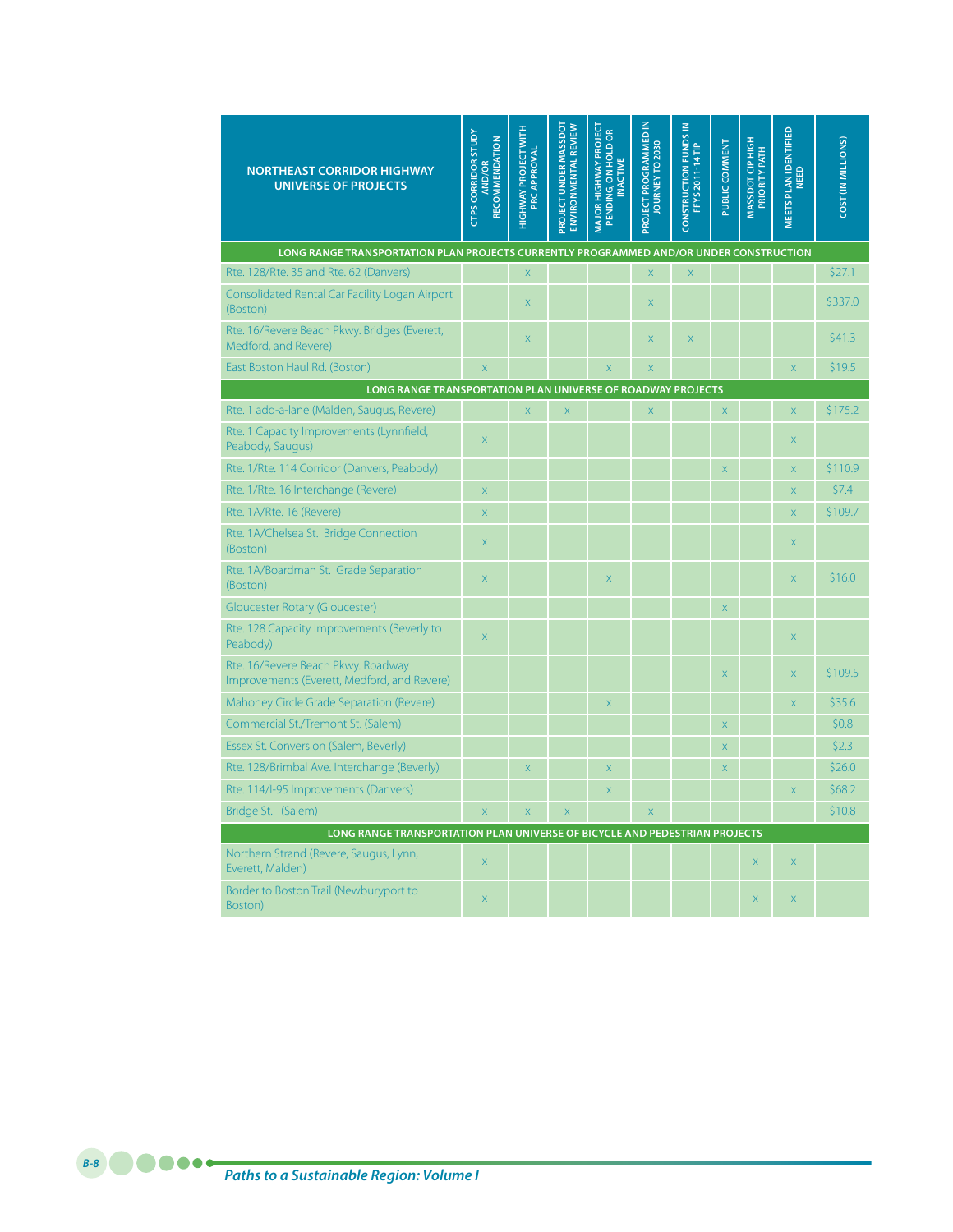| NORTHEAST CORRIDOR HIGHWAY UNIVERSE OF PROJECTS | CTPS CORRIDOR STUDY AND/OR RECOMMENDATION | HIGHWAY PROJECT WITH PRC APPROVAL | PROJECT UNDER MASSDOT ENVIRONMENTAL REVIEW | MAJOR HIGHWAY PROJECT PENDING, ON HOLD OR INACTIVE | PROJECT PROGRAMMED IN JOURNEY TO 2030 | CONSTRUCTION FUNDS IN FFYS 2011-14 TIP | PUBLIC COMMENT | MASSDOT CIP HIGH PRIORITY PATH | MEETS PLAN IDENTIFIED NEED | COST (IN MILLIONS) |
|---|---|---|---|---|---|---|---|---|---|---|
| **LONG RANGE TRANSPORTATION PLAN PROJECTS CURRENTLY PROGRAMMED AND/OR UNDER CONSTRUCTION** | | | | | | | | | | |
| Rte. 128/Rte. 35 and Rte. 62 (Danvers) | | x | | | x | x | | | | $27.1 |
| Consolidated Rental Car Facility Logan Airport (Boston) | | x | | | x | | | | | $337.0 |
| Rte. 16/Revere Beach Pkwy. Bridges (Everett, Medford, and Revere) | | x | | | x | x | | | | $41.3 |
| East Boston Haul Rd. (Boston) | x | | | x | x | | | | x | $19.5 |
| **LONG RANGE TRANSPORTATION PLAN UNIVERSE OF ROADWAY PROJECTS** | | | | | | | | | | |
| Rte. 1 add-a-lane (Malden, Saugus, Revere) | | x | x | | x | | x | | x | $175.2 |
| Rte. 1 Capacity Improvements (Lynnfield, Peabody, Saugus) | x | | | | | | | | x | |
| Rte. 1/Rte. 114 Corridor (Danvers, Peabody) | | | | | | | x | | x | $110.9 |
| Rte. 1/Rte. 16 Interchange (Revere) | x | | | | | | | | x | $7.4 |
| Rte. 1A/Rte. 16 (Revere) | x | | | | | | | | x | $109.7 |
| Rte. 1A/Chelsea St. Bridge Connection (Boston) | x | | | | | | | | x | |
| Rte. 1A/Boardman St. Grade Separation (Boston) | x | | | x | | | | | x | $16.0 |
| Gloucester Rotary (Gloucester) | | | | | | | x | | | |
| Rte. 128 Capacity Improvements (Beverly to Peabody) | x | | | | | | | | x | |
| Rte. 16/Revere Beach Pkwy. Roadway Improvements (Everett, Medford, and Revere) | | | | | | | x | | x | $109.5 |
| Mahoney Circle Grade Separation (Revere) | | | | x | | | | | x | $35.6 |
| Commercial St./Tremont St. (Salem) | | | | | | | x | | | $0.8 |
| Essex St. Conversion (Salem, Beverly) | | | | | | | x | | | $2.3 |
| Rte. 128/Brimbal Ave. Interchange (Beverly) | | x | | x | | | x | | | $26.0 |
| Rte. 114/I-95 Improvements (Danvers) | | | | x | | | | | x | $68.2 |
| Bridge St. (Salem) | x | x | x | | x | | | | | $10.8 |
| **LONG RANGE TRANSPORTATION PLAN UNIVERSE OF BICYCLE AND PEDESTRIAN PROJECTS** | | | | | | | | | | |
| Northern Strand (Revere, Saugus, Lynn, Everett, Malden) | x | | | | | | | x | x | |
| Border to Boston Trail (Newburyport to Boston) | x | | | | | | | x | x | |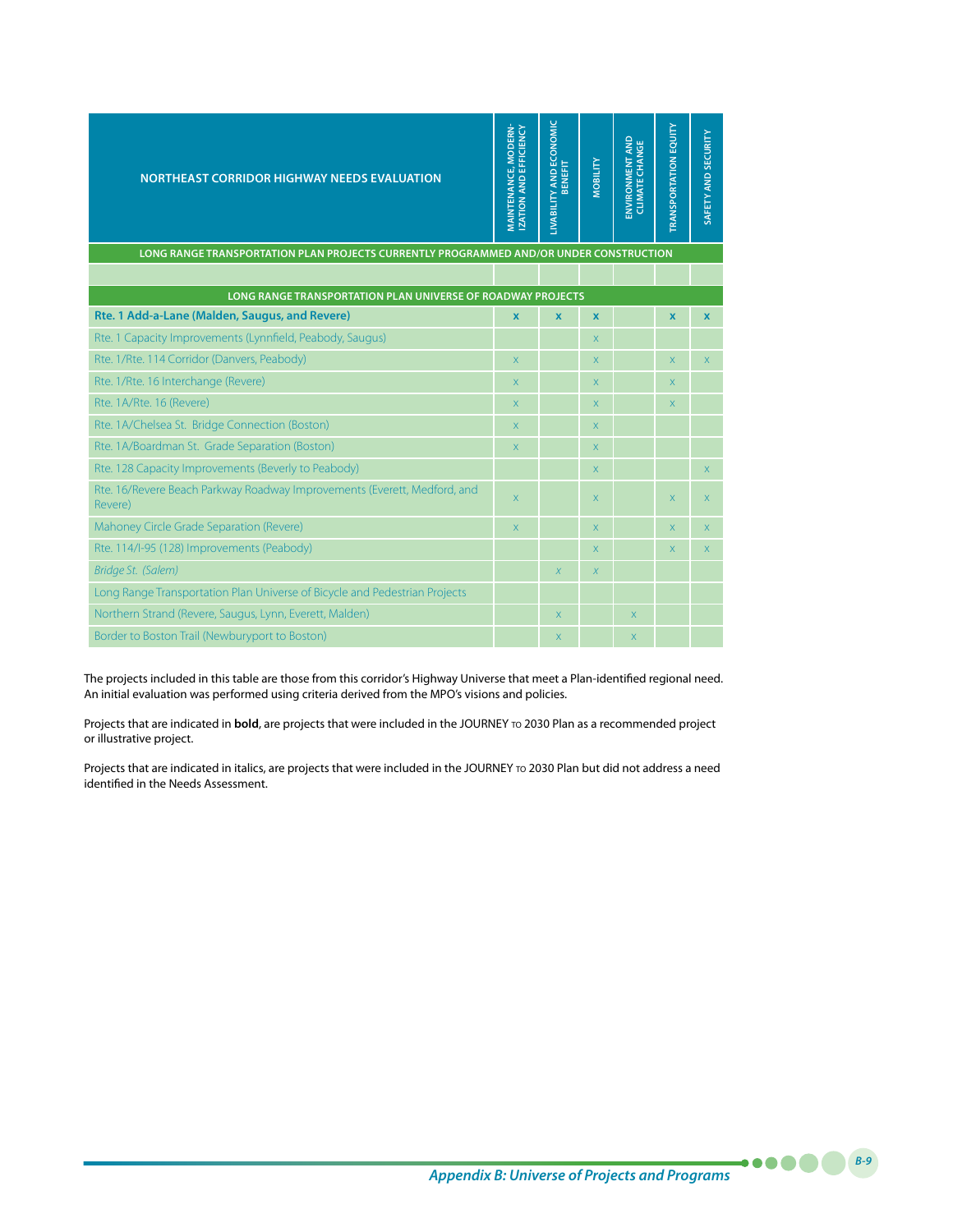| NORTHEAST CORRIDOR HIGHWAY NEEDS EVALUATION | MAINTENANCE, MODERNIZATION AND EFFICIENCY | LIVABILITY AND ECONOMIC BENEFIT | MOBILITY | ENVIRONMENT AND CLIMATE CHANGE | TRANSPORTATION EQUITY | SAFETY AND SECURITY |
|---|---|---|---|---|---|---|
| **LONG RANGE TRANSPORTATION PLAN PROJECTS CURRENTLY PROGRAMMED AND/OR UNDER CONSTRUCTION** | | | | | | |
| | | | | | | |
| **LONG RANGE TRANSPORTATION PLAN UNIVERSE OF ROADWAY PROJECTS** | | | | | | |
| **Rte. 1 Add-a-Lane (Malden, Saugus, and Revere)** | **x** | **x** | **x** | | **x** | **x** |
| Rte. 1 Capacity Improvements (Lynnfield, Peabody, Saugus) | | | x | | | |
| Rte. 1/Rte. 114 Corridor (Danvers, Peabody) | x | | x | | x | x |
| Rte. 1/Rte. 16 Interchange (Revere) | x | | x | | x | |
| Rte. 1A/Rte. 16 (Revere) | x | | x | | x | |
| Rte. 1A/Chelsea St. Bridge Connection (Boston) | x | | x | | | |
| Rte. 1A/Boardman St. Grade Separation (Boston) | x | | x | | | |
| Rte. 128 Capacity Improvements (Beverly to Peabody) | | | x | | | x |
| Rte. 16/Revere Beach Parkway Roadway Improvements (Everett, Medford, and Revere) | x | | x | | x | x |
| Mahoney Circle Grade Separation (Revere) | x | | x | | x | x |
| Rte. 114/I-95 (128) Improvements (Peabody) | | | x | | x | x |
| *Bridge St. (Salem)* | | *x* | *x* | | | |
| Long Range Transportation Plan Universe of Bicycle and Pedestrian Projects | | | | | | |
| Northern Strand (Revere, Saugus, Lynn, Everett, Malden) | | x | | x | | |
| Border to Boston Trail (Newburyport to Boston) | | x | | x | | |

The projects included in this table are those from this corridor's Highway Universe that meet a Plan-identified regional need. An initial evaluation was performed using criteria derived from the MPO's visions and policies.

Projects that are indicated in **bold**, are projects that were included in the JOURNEY TO 2030 Plan as a recommended project or illustrative project.

Projects that are indicated in italics, are projects that were included in the JOURNEY TO 2030 Plan but did not address a need identified in the Needs Assessment.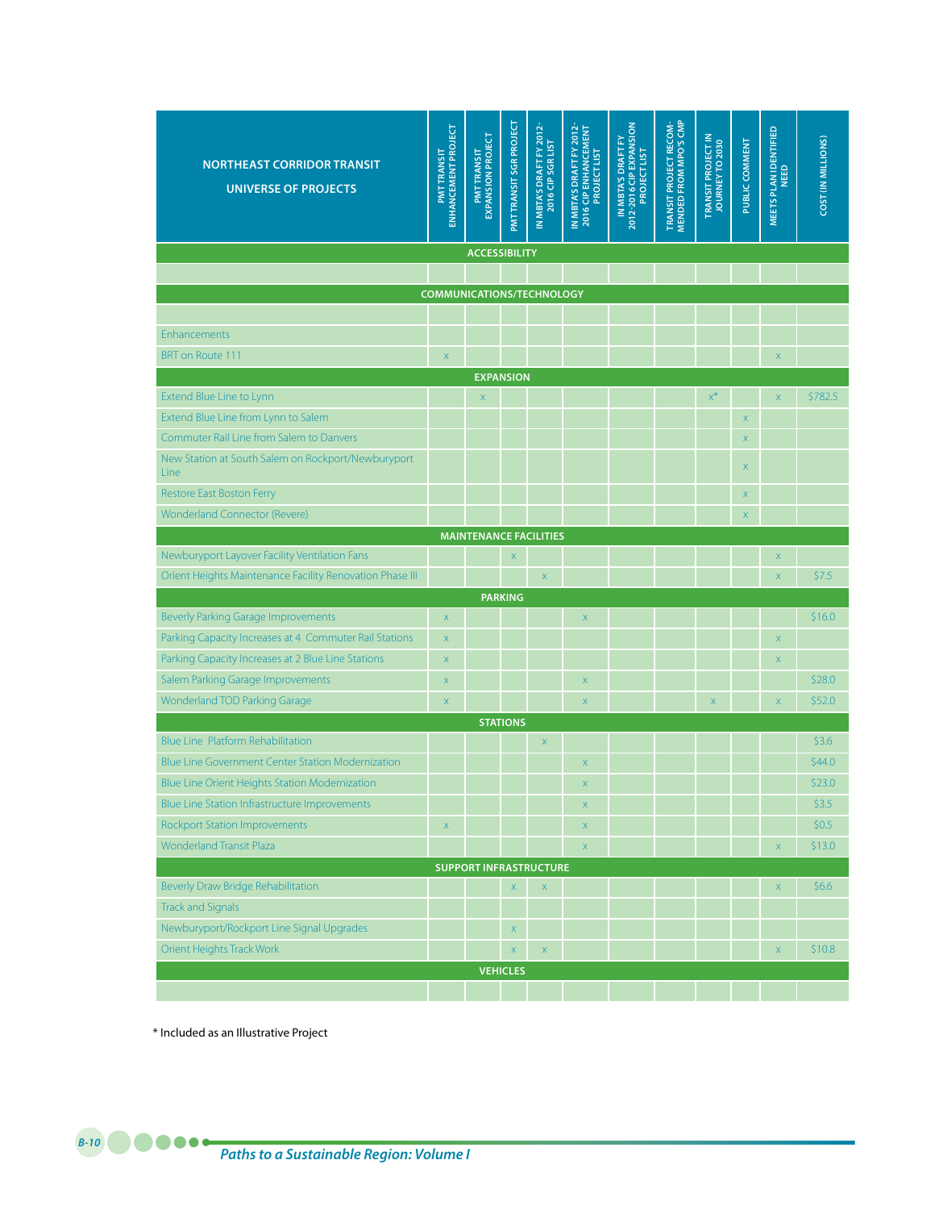| NORTHEAST CORRIDOR TRANSIT UNIVERSE OF PROJECTS | PMT TRANSIT ENHANCEMENT PROJECT | PMT TRANSIT EXPANSION PROJECT | PMT TRANSIT SGR PROJECT | IN MBTA'S DRAFT FY 2012-2016 CIP SGR LIST | IN MBTA'S DRAFT FY 2012-2016 CIP ENHANCEMENT PROJECT LIST | IN MBTA'S DRAFT FY 2012-2016 CIP EXPANSION PROJECT LIST | TRANSIT PROJECT RECOMMENDED FROM MPO'S CMP | TRANSIT PROJECT IN JOURNEY TO 2030 | PUBLIC COMMENT | MEETS PLAN IDENTIFIED NEED | COST (IN MILLIONS) |
|---|---|---|---|---|---|---|---|---|---|---|---|
| **ACCESSIBILITY** | | | | | | | | | | | |
| | | | | | | | | | | | |
| **COMMUNICATIONS/TECHNOLOGY** | | | | | | | | | | | |
| | | | | | | | | | | | |
| Enhancements | | | | | | | | | | | |
| BRT on Route 111 | x | | | | | | | | | x | |
| **EXPANSION** | | | | | | | | | | | |
| Extend Blue Line to Lynn | | x | | | | | | x* | | x | $782.5 |
| Extend Blue Line from Lynn to Salem | | | | | | | | | x | | |
| Commuter Rail Line from Salem to Danvers | | | | | | | | | x | | |
| New Station at South Salem on Rockport/Newburyport Line | | | | | | | | | x | | |
| Restore East Boston Ferry | | | | | | | | | x | | |
| Wonderland Connector (Revere) | | | | | | | | | x | | |
| **MAINTENANCE FACILITIES** | | | | | | | | | | | |
| Newburyport Layover Facility Ventilation Fans | | | x | | | | | | | x | |
| Orient Heights Maintenance Facility Renovation Phase III | | | | x | | | | | | x | $7.5 |
| **PARKING** | | | | | | | | | | | |
| Beverly Parking Garage Improvements | x | | | | x | | | | | | $16.0 |
| Parking Capacity Increases at 4 Commuter Rail Stations | x | | | | | | | | | x | |
| Parking Capacity Increases at 2 Blue Line Stations | x | | | | | | | | | x | |
| Salem Parking Garage Improvements | x | | | | x | | | | | | $28.0 |
| Wonderland TOD Parking Garage | x | | | | x | | | x | | x | $52.0 |
| **STATIONS** | | | | | | | | | | | |
| Blue Line Platform Rehabilitation | | | | x | | | | | | | $3.6 |
| Blue Line Government Center Station Modernization | | | | | x | | | | | | $44.0 |
| Blue Line Orient Heights Station Modernization | | | | | x | | | | | | $23.0 |
| Blue Line Station Infrastructure Improvements | | | | | x | | | | | | $3.5 |
| Rockport Station Improvements | x | | | | x | | | | | | $0.5 |
| Wonderland Transit Plaza | | | | | x | | | | | x | $13.0 |
| **SUPPORT INFRASTRUCTURE** | | | | | | | | | | | |
| Beverly Draw Bridge Rehabilitation | | | x | x | | | | | | x | $6.6 |
| Track and Signals | | | | | | | | | | | |
| Newburyport/Rockport Line Signal Upgrades | | | x | | | | | | | | |
| Orient Heights Track Work | | | x | x | | | | | | x | $10.8 |
| **VEHICLES** | | | | | | | | | | | |
| | | | | | | | | | | | |

* Included as an Illustrative Project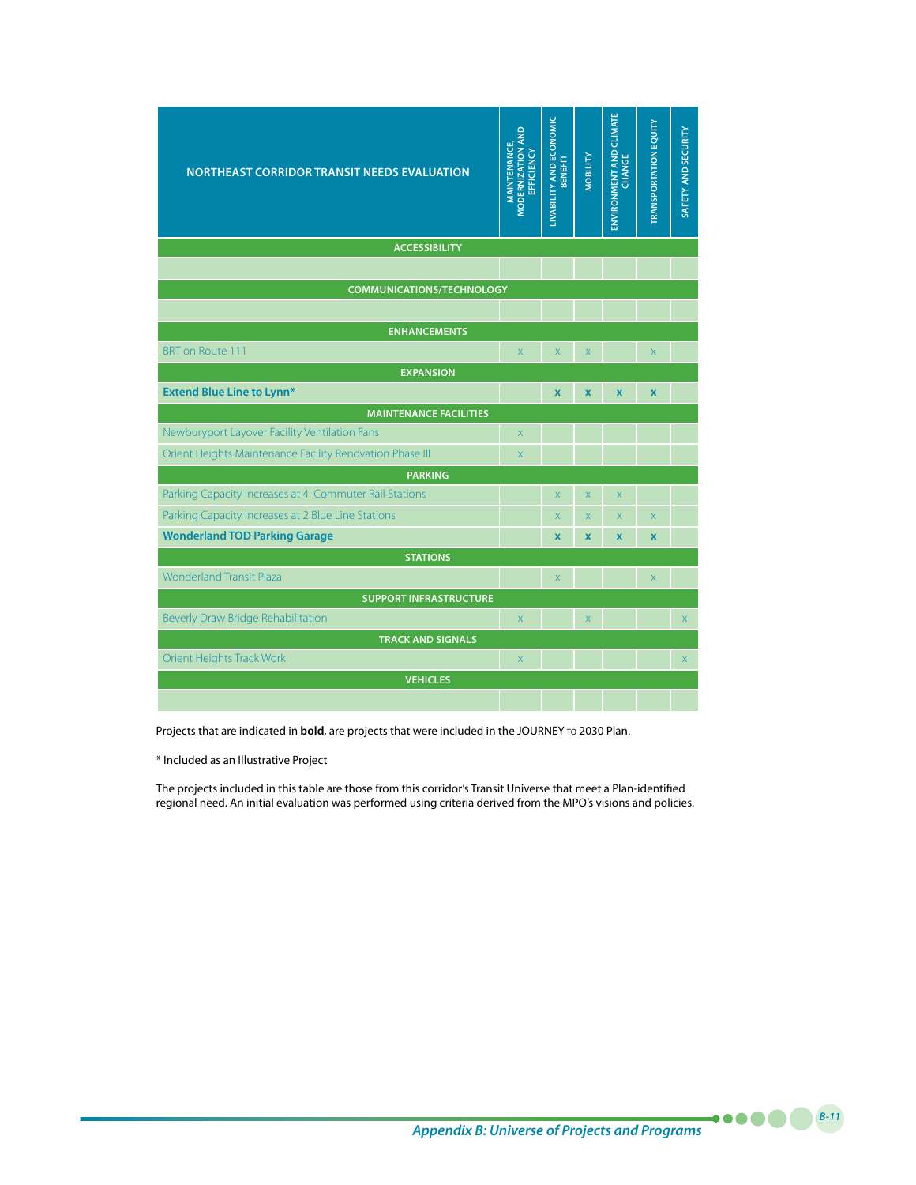| NORTHEAST CORRIDOR TRANSIT NEEDS EVALUATION | MAINTENANCE, MODERNIZATION AND EFFICIENCY | LIVABILITY AND ECONOMIC BENEFIT | MOBILITY | ENVIRONMENT AND CLIMATE CHANGE | TRANSPORTATION EQUITY | SAFETY AND SECURITY |
|---|---|---|---|---|---|---|
| **ACCESSIBILITY** | | | | | | |
| | | | | | | |
| **COMMUNICATIONS/TECHNOLOGY** | | | | | | |
| | | | | | | |
| **ENHANCEMENTS** | | | | | | |
| BRT on Route 111 | x | x | x | | x | |
| **EXPANSION** | | | | | | |
| **Extend Blue Line to Lynn*** | | **x** | **x** | **x** | **x** | |
| **MAINTENANCE FACILITIES** | | | | | | |
| Newburyport Layover Facility Ventilation Fans | x | | | | | |
| Orient Heights Maintenance Facility Renovation Phase III | x | | | | | |
| **PARKING** | | | | | | |
| Parking Capacity Increases at 4 Commuter Rail Stations | | x | x | x | | |
| Parking Capacity Increases at 2 Blue Line Stations | | x | x | x | x | |
| **Wonderland TOD Parking Garage** | | **x** | **x** | **x** | **x** | |
| **STATIONS** | | | | | | |
| Wonderland Transit Plaza | | x | | | x | |
| **SUPPORT INFRASTRUCTURE** | | | | | | |
| Beverly Draw Bridge Rehabilitation | x | | x | | | x |
| **TRACK AND SIGNALS** | | | | | | |
| Orient Heights Track Work | x | | | | | x |
| **VEHICLES** | | | | | | |
| | | | | | | |

Projects that are indicated in **bold**, are projects that were included in the JOURNEY TO 2030 Plan.

* Included as an Illustrative Project

The projects included in this table are those from this corridor's Transit Universe that meet a Plan-identified regional need. An initial evaluation was performed using criteria derived from the MPO's visions and policies.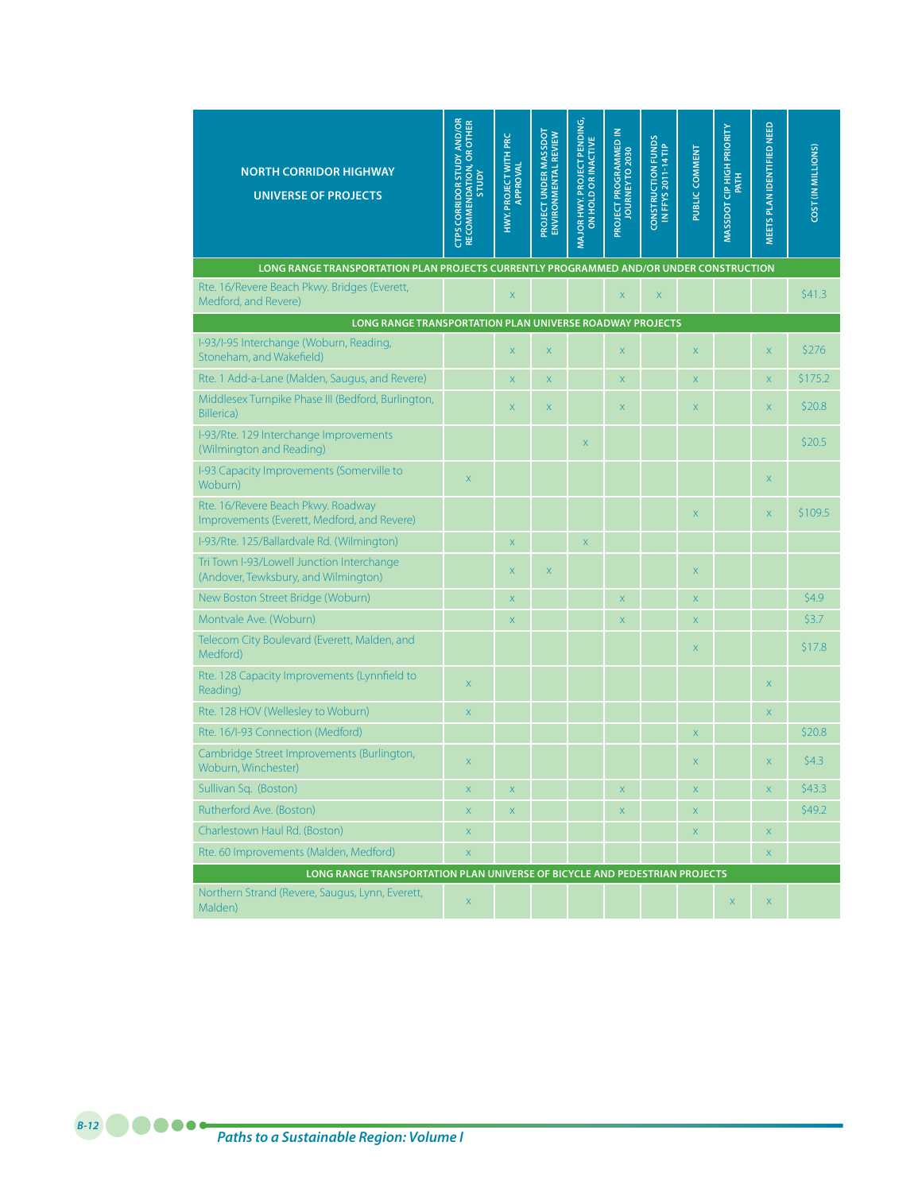| NORTH CORRIDOR HIGHWAY UNIVERSE OF PROJECTS | CTPS CORRIDOR STUDY AND/OR RECOMMENDATION, OR OTHER STUDY | HWY. PROJECT WITH PRC APPROVAL | PROJECT UNDER MASSDOT ENVIRONMENTAL REVIEW | MAJOR HWY. PROJECT PENDING, ON HOLD OR INACTIVE | PROJECT PROGRAMMED IN JOURNEY TO 2030 | CONSTRUCTION FUNDS IN FFYS 2011-14 TIP | PUBLIC COMMENT | MASSDOT CIP HIGH PRIORITY PATH | MEETS PLAN IDENTIFIED NEED | COST (IN MILLIONS) |
|---|---|---|---|---|---|---|---|---|---|---|
| **LONG RANGE TRANSPORTATION PLAN PROJECTS CURRENTLY PROGRAMMED AND/OR UNDER CONSTRUCTION** | | | | | | | | | | |
| Rte. 16/Revere Beach Pkwy. Bridges (Everett, Medford, and Revere) | | x | | | x | x | | | | $41.3 |
| **LONG RANGE TRANSPORTATION PLAN UNIVERSE ROADWAY PROJECTS** | | | | | | | | | | |
| I-93/I-95 Interchange (Woburn, Reading, Stoneham, and Wakefield) | | x | x | | x | | x | | x | $276 |
| Rte. 1 Add-a-Lane (Malden, Saugus, and Revere) | | x | x | | x | | x | | x | $175.2 |
| Middlesex Turnpike Phase III (Bedford, Burlington, Billerica) | | x | x | | x | | x | | x | $20.8 |
| I-93/Rte. 129 Interchange Improvements (Wilmington and Reading) | | | | x | | | | | | $20.5 |
| I-93 Capacity Improvements (Somerville to Woburn) | x | | | | | | | | x | |
| Rte. 16/Revere Beach Pkwy. Roadway Improvements (Everett, Medford, and Revere) | | | | | | | x | | x | $109.5 |
| I-93/Rte. 125/Ballardvale Rd. (Wilmington) | | x | | x | | | | | | |
| Tri Town I-93/Lowell Junction Interchange (Andover, Tewksbury, and Wilmington) | | x | x | | | | x | | | |
| New Boston Street Bridge (Woburn) | | x | | | x | | x | | | $4.9 |
| Montvale Ave. (Woburn) | | x | | | x | | x | | | $3.7 |
| Telecom City Boulevard (Everett, Malden, and Medford) | | | | | | | x | | | $17.8 |
| Rte. 128 Capacity Improvements (Lynnfield to Reading) | x | | | | | | | | x | |
| Rte. 128 HOV (Wellesley to Woburn) | x | | | | | | | | x | |
| Rte. 16/I-93 Connection (Medford) | | | | | | | x | | | $20.8 |
| Cambridge Street Improvements (Burlington, Woburn, Winchester) | x | | | | | | x | | x | $4.3 |
| Sullivan Sq. (Boston) | x | x | | | x | | x | | x | $43.3 |
| Rutherford Ave. (Boston) | x | x | | | x | | x | | | $49.2 |
| Charlestown Haul Rd. (Boston) | x | | | | | | x | | x | |
| Rte. 60 Improvements (Malden, Medford) | x | | | | | | | | x | |
| **LONG RANGE TRANSPORTATION PLAN UNIVERSE OF BICYCLE AND PEDESTRIAN PROJECTS** | | | | | | | | | | |
| Northern Strand (Revere, Saugus, Lynn, Everett, Malden) | x | | | | | | | x | x | |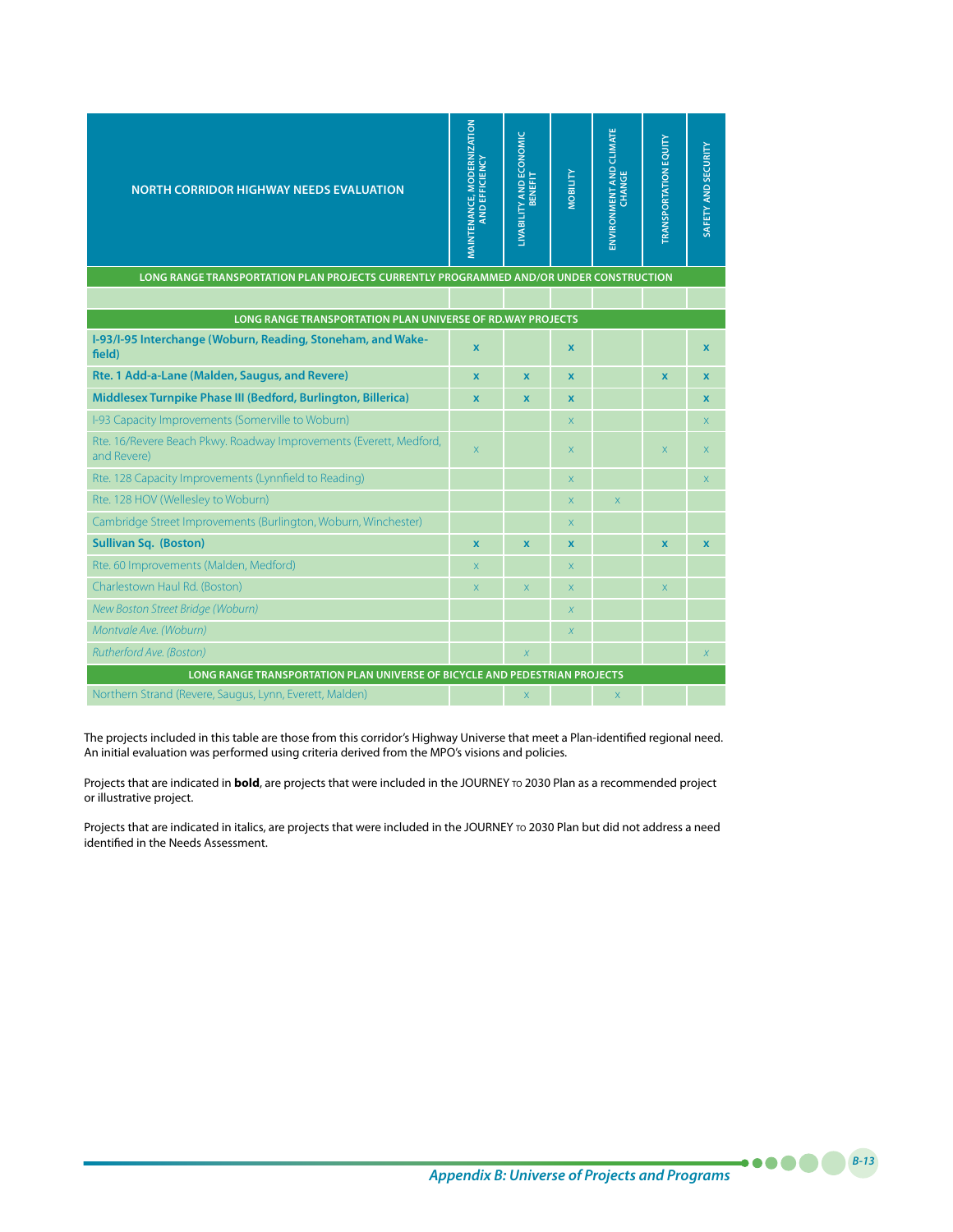| NORTH CORRIDOR HIGHWAY NEEDS EVALUATION | MAINTENANCE, MODERNIZATION AND EFFICIENCY | LIVABILITY AND ECONOMIC BENEFIT | MOBILITY | ENVIRONMENT AND CLIMATE CHANGE | TRANSPORTATION EQUITY | SAFETY AND SECURITY |
|---|---|---|---|---|---|---|
| **LONG RANGE TRANSPORTATION PLAN PROJECTS CURRENTLY PROGRAMMED AND/OR UNDER CONSTRUCTION** | | | | | | |
| | | | | | | |
| **LONG RANGE TRANSPORTATION PLAN UNIVERSE OF RD.WAY PROJECTS** | | | | | | |
| **I-93/I-95 Interchange (Woburn, Reading, Stoneham, and Wakefield)** | **x** | | **x** | | | **x** |
| **Rte. 1 Add-a-Lane (Malden, Saugus, and Revere)** | **x** | **x** | **x** | | **x** | **x** |
| **Middlesex Turnpike Phase III (Bedford, Burlington, Billerica)** | **x** | **x** | **x** | | | **x** |
| I-93 Capacity Improvements (Somerville to Woburn) | | | x | | | x |
| Rte. 16/Revere Beach Pkwy. Roadway Improvements (Everett, Medford, and Revere) | x | | x | | x | x |
| Rte. 128 Capacity Improvements (Lynnfield to Reading) | | | x | | | x |
| Rte. 128 HOV (Wellesley to Woburn) | | | x | x | | |
| Cambridge Street Improvements (Burlington, Woburn, Winchester) | | | x | | | |
| **Sullivan Sq. (Boston)** | **x** | **x** | **x** | | **x** | **x** |
| Rte. 60 Improvements (Malden, Medford) | x | | x | | | |
| Charlestown Haul Rd. (Boston) | x | x | x | | x | |
| *New Boston Street Bridge (Woburn)* | | | *x* | | | |
| *Montvale Ave. (Woburn)* | | | *x* | | | |
| *Rutherford Ave. (Boston)* | | *x* | | | | *x* |
| **LONG RANGE TRANSPORTATION PLAN UNIVERSE OF BICYCLE AND PEDESTRIAN PROJECTS** | | | | | | |
| Northern Strand (Revere, Saugus, Lynn, Everett, Malden) | | x | | x | | |

The projects included in this table are those from this corridor's Highway Universe that meet a Plan-identified regional need. An initial evaluation was performed using criteria derived from the MPO's visions and policies.

Projects that are indicated in **bold**, are projects that were included in the JOURNEY TO 2030 Plan as a recommended project or illustrative project.

Projects that are indicated in italics, are projects that were included in the JOURNEY TO 2030 Plan but did not address a need identified in the Needs Assessment.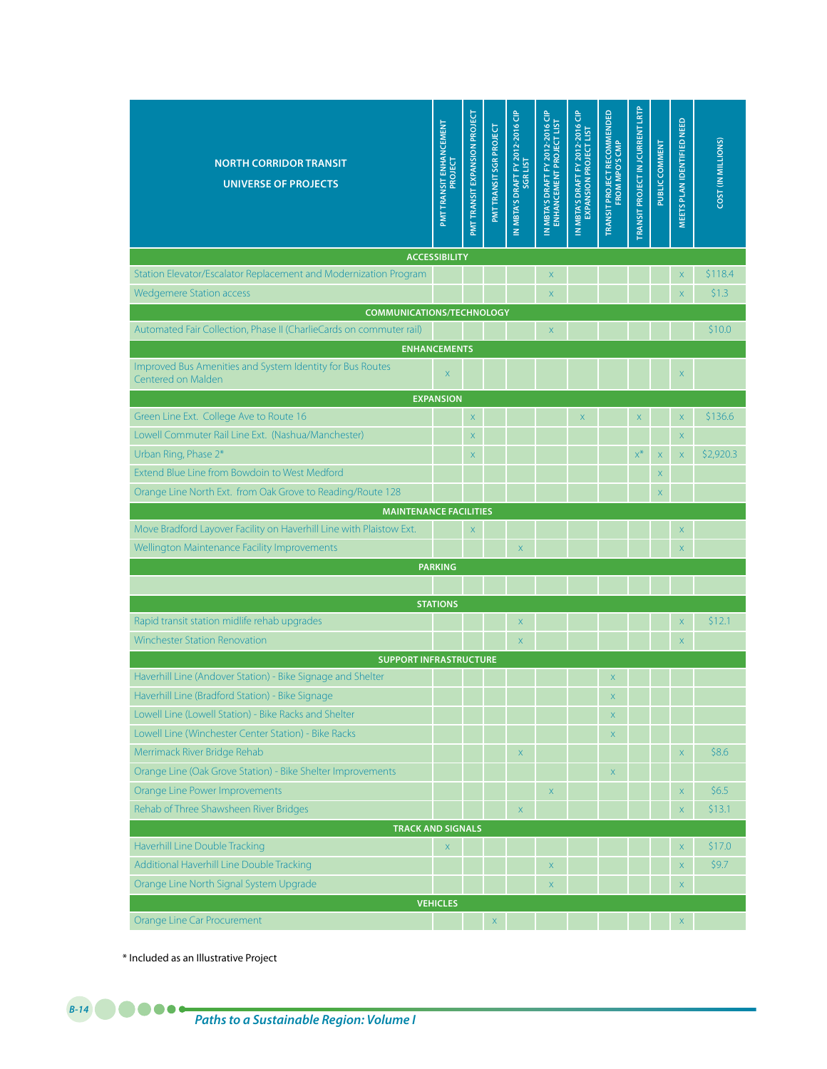| NORTH CORRIDOR TRANSIT UNIVERSE OF PROJECTS | PMT TRANSIT ENHANCEMENT PROJECT | PMT TRANSIT EXPANSION PROJECT | PMT TRANSIT SGR PROJECT | IN MBTA'S DRAFT FY 2012-2016 CIP SGR LIST | IN MBTA'S DRAFT FY 2012-2016 CIP ENHANCEMENT PROJECT LIST | IN MBTA'S DRAFT FY 2012-2016 CIP EXPANSION PROJECT LIST | TRANSIT PROJECT RECOMMENDED FROM MPO'S CMP | TRANSIT PROJECT IN CURRENT LRTP | PUBLIC COMMENT | MEETS PLAN IDENTIFIED NEED | COST (IN MILLIONS) |
|---|---|---|---|---|---|---|---|---|---|---|---|
| **ACCESSIBILITY** | | | | | | | | | | | |
| Station Elevator/Escalator Replacement and Modernization Program | | | | | x | | | | | x | $118.4 |
| Wedgemere Station access | | | | | x | | | | | x | $1.3 |
| **COMMUNICATIONS/TECHNOLOGY** | | | | | | | | | | | |
| Automated Fair Collection, Phase II (CharlieCards on commuter rail) | | | | | x | | | | | | $10.0 |
| **ENHANCEMENTS** | | | | | | | | | | | |
| Improved Bus Amenities and System Identity for Bus Routes Centered on Malden | x | | | | | | | | | x | |
| **EXPANSION** | | | | | | | | | | | |
| Green Line Ext. College Ave to Route 16 | | x | | | | x | | x | | x | $136.6 |
| Lowell Commuter Rail Line Ext. (Nashua/Manchester) | | x | | | | | | | | x | |
| Urban Ring, Phase 2* | | x | | | | | | x* | x | x | $2,920.3 |
| Extend Blue Line from Bowdoin to West Medford | | | | | | | | | x | | |
| Orange Line North Ext. from Oak Grove to Reading/Route 128 | | | | | | | | | x | | |
| **MAINTENANCE FACILITIES** | | | | | | | | | | | |
| Move Bradford Layover Facility on Haverhill Line with Plaistow Ext. | | x | | | | | | | | x | |
| Wellington Maintenance Facility Improvements | | | | x | | | | | | x | |
| **PARKING** | | | | | | | | | | | |
| | | | | | | | | | | | |
| **STATIONS** | | | | | | | | | | | |
| Rapid transit station midlife rehab upgrades | | | | x | | | | | | x | $12.1 |
| Winchester Station Renovation | | | | x | | | | | | x | |
| **SUPPORT INFRASTRUCTURE** | | | | | | | | | | | |
| Haverhill Line (Andover Station) - Bike Signage and Shelter | | | | | | | x | | | | |
| Haverhill Line (Bradford Station) - Bike Signage | | | | | | | x | | | | |
| Lowell Line (Lowell Station) - Bike Racks and Shelter | | | | | | | x | | | | |
| Lowell Line (Winchester Center Station) - Bike Racks | | | | | | | x | | | | |
| Merrimack River Bridge Rehab | | | | x | | | | | | x | $8.6 |
| Orange Line (Oak Grove Station) - Bike Shelter Improvements | | | | | | | x | | | | |
| Orange Line Power Improvements | | | | | x | | | | | x | $6.5 |
| Rehab of Three Shawsheen River Bridges | | | | x | | | | | | x | $13.1 |
| **TRACK AND SIGNALS** | | | | | | | | | | | |
| Haverhill Line Double Tracking | x | | | | | | | | | x | $17.0 |
| Additional Haverhill Line Double Tracking | | | | | x | | | | | x | $9.7 |
| Orange Line North Signal System Upgrade | | | | | x | | | | | x | |
| **VEHICLES** | | | | | | | | | | | |
| Orange Line Car Procurement | | | x | | | | | | | x | |

* Included as an Illustrative Project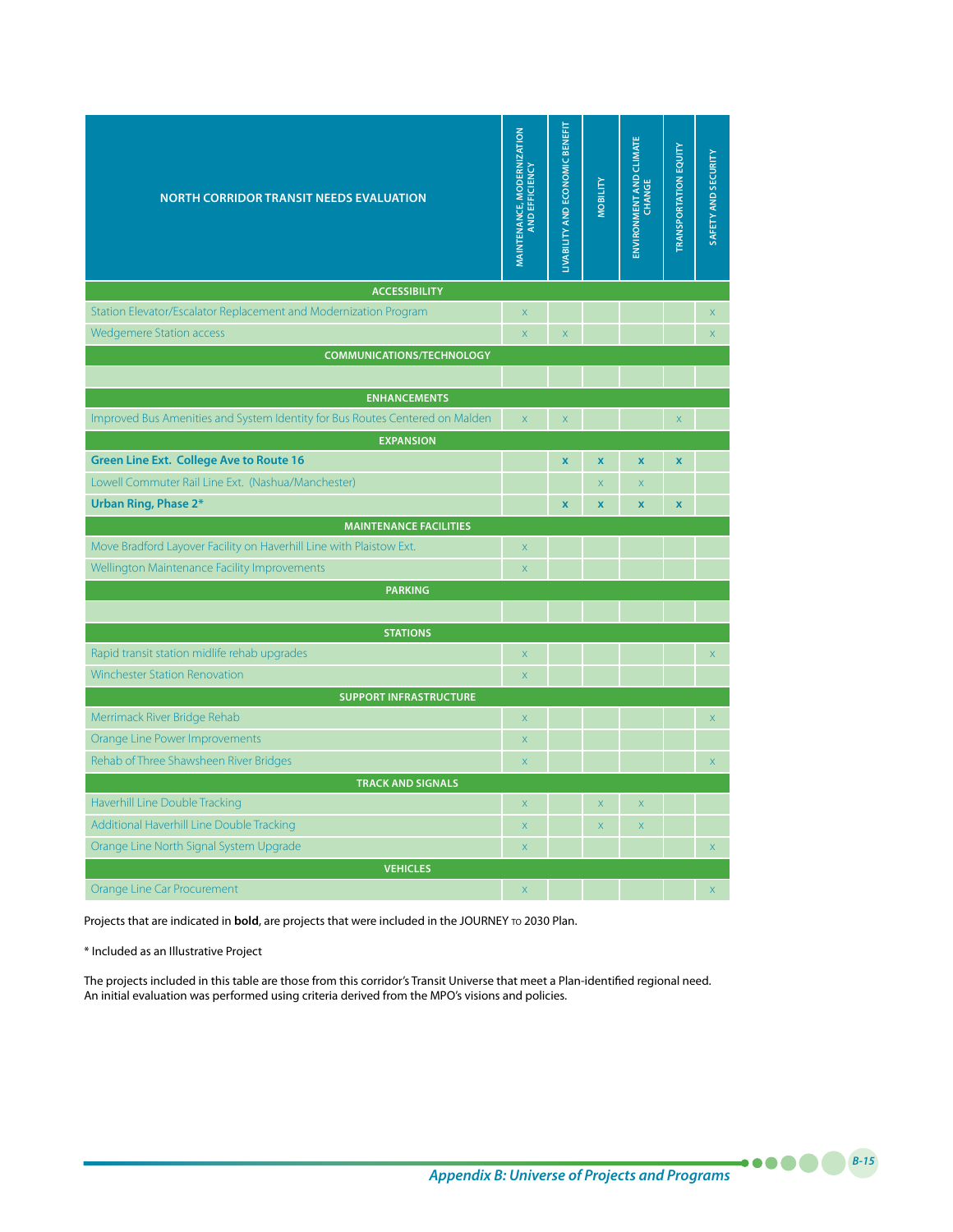| NORTH CORRIDOR TRANSIT NEEDS EVALUATION | MAINTENANCE, MODERNIZATION AND EFFICIENCY | LIVABILITY AND ECONOMIC BENEFIT | MOBILITY | ENVIRONMENT AND CLIMATE CHANGE | TRANSPORTATION EQUITY | SAFETY AND SECURITY |
|---|---|---|---|---|---|---|
| **ACCESSIBILITY** | | | | | | |
| Station Elevator/Escalator Replacement and Modernization Program | x | | | | | x |
| Wedgemere Station access | x | x | | | | x |
| **COMMUNICATIONS/TECHNOLOGY** | | | | | | |
| | | | | | | |
| **ENHANCEMENTS** | | | | | | |
| Improved Bus Amenities and System Identity for Bus Routes Centered on Malden | x | x | | | x | |
| **EXPANSION** | | | | | | |
| **Green Line Ext. College Ave to Route 16** | | **x** | **x** | **x** | **x** | |
| Lowell Commuter Rail Line Ext. (Nashua/Manchester) | | | x | x | | |
| **Urban Ring, Phase 2*** | | **x** | **x** | **x** | **x** | |
| **MAINTENANCE FACILITIES** | | | | | | |
| Move Bradford Layover Facility on Haverhill Line with Plaistow Ext. | x | | | | | |
| Wellington Maintenance Facility Improvements | x | | | | | |
| **PARKING** | | | | | | |
| | | | | | | |
| **STATIONS** | | | | | | |
| Rapid transit station midlife rehab upgrades | x | | | | | x |
| Winchester Station Renovation | x | | | | | |
| **SUPPORT INFRASTRUCTURE** | | | | | | |
| Merrimack River Bridge Rehab | x | | | | | x |
| Orange Line Power Improvements | x | | | | | |
| Rehab of Three Shawsheen River Bridges | x | | | | | x |
| **TRACK AND SIGNALS** | | | | | | |
| Haverhill Line Double Tracking | x | | x | x | | |
| Additional Haverhill Line Double Tracking | x | | x | x | | |
| Orange Line North Signal System Upgrade | x | | | | | x |
| **VEHICLES** | | | | | | |
| Orange Line Car Procurement | x | | | | | x |

Projects that are indicated in **bold**, are projects that were included in the JOURNEY TO 2030 Plan.

* Included as an Illustrative Project

The projects included in this table are those from this corridor's Transit Universe that meet a Plan-identified regional need. An initial evaluation was performed using criteria derived from the MPO's visions and policies.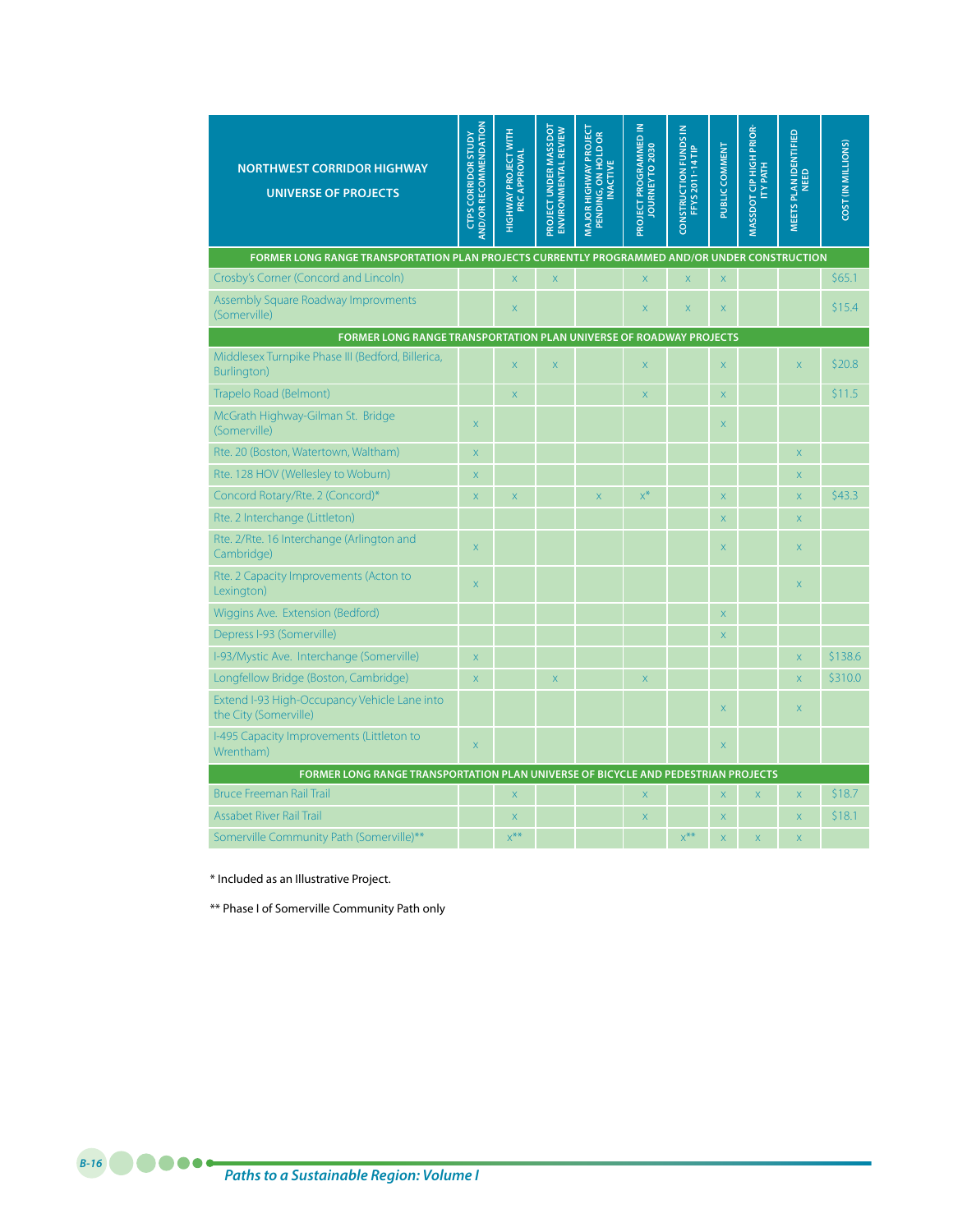| NORTHWEST CORRIDOR HIGHWAY UNIVERSE OF PROJECTS | CTPS CORRIDOR STUDY AND/OR RECOMMENDATION | HIGHWAY PROJECT WITH PRC APPROVAL | PROJECT UNDER MASSDOT ENVIRONMENTAL REVIEW | MAJOR HIGHWAY PROJECT PENDING, ON HOLD OR INACTIVE | PROJECT PROGRAMMED IN JOURNEY TO 2030 | CONSTRUCTION FUNDS IN FFYS 2011-14 TIP | PUBLIC COMMENT | MASSDOT CIP HIGH PRIORITY PATH | MEETS PLAN IDENTIFIED NEED | COST (IN MILLIONS) |
|---|---|---|---|---|---|---|---|---|---|---|
| **FORMER LONG RANGE TRANSPORTATION PLAN PROJECTS CURRENTLY PROGRAMMED AND/OR UNDER CONSTRUCTION** | | | | | | | | | | |
| Crosby's Corner (Concord and Lincoln) | | x | x | | x | x | x | | | $65.1 |
| Assembly Square Roadway Improvments (Somerville) | | x | | | x | x | x | | | $15.4 |
| **FORMER LONG RANGE TRANSPORTATION PLAN UNIVERSE OF ROADWAY PROJECTS** | | | | | | | | | | |
| Middlesex Turnpike Phase III (Bedford, Billerica, Burlington) | | x | x | | x | | x | | x | $20.8 |
| Trapelo Road (Belmont) | | x | | | x | | x | | | $11.5 |
| McGrath Highway-Gilman St. Bridge (Somerville) | x | | | | | | x | | | |
| Rte. 20 (Boston, Watertown, Waltham) | x | | | | | | | | x | |
| Rte. 128 HOV (Wellesley to Woburn) | x | | | | | | | | x | |
| Concord Rotary/Rte. 2 (Concord)* | x | x | | x | x* | | x | | x | $43.3 |
| Rte. 2 Interchange (Littleton) | | | | | | | x | | x | |
| Rte. 2/Rte. 16 Interchange (Arlington and Cambridge) | x | | | | | | x | | x | |
| Rte. 2 Capacity Improvements (Acton to Lexington) | x | | | | | | | | x | |
| Wiggins Ave. Extension (Bedford) | | | | | | | x | | | |
| Depress I-93 (Somerville) | | | | | | | x | | | |
| I-93/Mystic Ave. Interchange (Somerville) | x | | | | | | | | x | $138.6 |
| Longfellow Bridge (Boston, Cambridge) | x | | x | | x | | | | x | $310.0 |
| Extend I-93 High-Occupancy Vehicle Lane into the City (Somerville) | | | | | | | x | | x | |
| I-495 Capacity Improvements (Littleton to Wrentham) | x | | | | | | x | | | |
| **FORMER LONG RANGE TRANSPORTATION PLAN UNIVERSE OF BICYCLE AND PEDESTRIAN PROJECTS** | | | | | | | | | | |
| Bruce Freeman Rail Trail | | x | | | x | | x | x | x | $18.7 |
| Assabet River Rail Trail | | x | | | x | | x | | x | $18.1 |
| Somerville Community Path (Somerville)** | | x** | | | | x** | x | x | x | |

* Included as an Illustrative Project.

** Phase I of Somerville Community Path only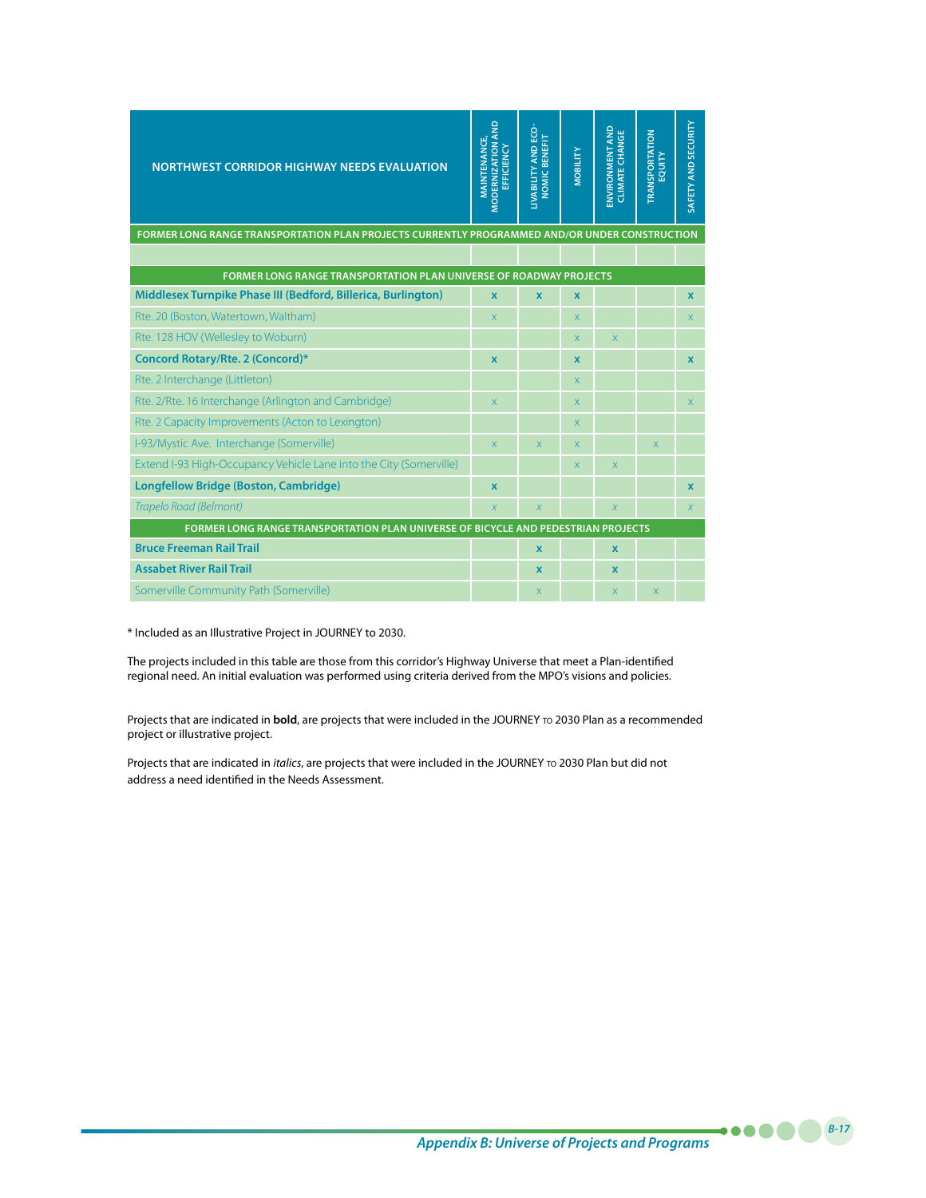| NORTHWEST CORRIDOR HIGHWAY NEEDS EVALUATION | MAINTENANCE, MODERNIZATION AND EFFICIENCY | LIVABILITY AND ECONOMIC BENEFIT | MOBILITY | ENVIRONMENT AND CLIMATE CHANGE | TRANSPORTATION EQUITY | SAFETY AND SECURITY |
|---|---|---|---|---|---|---|
| **FORMER LONG RANGE TRANSPORTATION PLAN PROJECTS CURRENTLY PROGRAMMED AND/OR UNDER CONSTRUCTION** | | | | | | |
| | | | | | | |
| **FORMER LONG RANGE TRANSPORTATION PLAN UNIVERSE OF ROADWAY PROJECTS** | | | | | | |
| **Middlesex Turnpike Phase III (Bedford, Billerica, Burlington)** | **x** | **x** | **x** | | | **x** |
| Rte. 20 (Boston, Watertown, Waltham) | x | | x | | | x |
| Rte. 128 HOV (Wellesley to Woburn) | | | x | x | | |
| **Concord Rotary/Rte. 2 (Concord)*** | **x** | | **x** | | | **x** |
| Rte. 2 Interchange (Littleton) | | | x | | | |
| Rte. 2/Rte. 16 Interchange (Arlington and Cambridge) | x | | x | | | x |
| Rte. 2 Capacity Improvements (Acton to Lexington) | | | x | | | |
| I-93/Mystic Ave. Interchange (Somerville) | x | x | x | | x | |
| Extend I-93 High-Occupancy Vehicle Lane into the City (Somerville) | | | x | x | | |
| **Longfellow Bridge (Boston, Cambridge)** | **x** | | | | | **x** |
| *Trapelo Road (Belmont)* | *x* | *x* | | *x* | | *x* |
| **FORMER LONG RANGE TRANSPORTATION PLAN UNIVERSE OF BICYCLE AND PEDESTRIAN PROJECTS** | | | | | | |
| **Bruce Freeman Rail Trail** | | **x** | | **x** | | |
| **Assabet River Rail Trail** | | **x** | | **x** | | |
| Somerville Community Path (Somerville) | | x | | x | x | |

* Included as an Illustrative Project in JOURNEY to 2030.

The projects included in this table are those from this corridor's Highway Universe that meet a Plan-identified regional need. An initial evaluation was performed using criteria derived from the MPO's visions and policies.

Projects that are indicated in **bold**, are projects that were included in the JOURNEY to 2030 Plan as a recommended project or illustrative project.

Projects that are indicated in *italics*, are projects that were included in the JOURNEY to 2030 Plan but did not address a need identified in the Needs Assessment.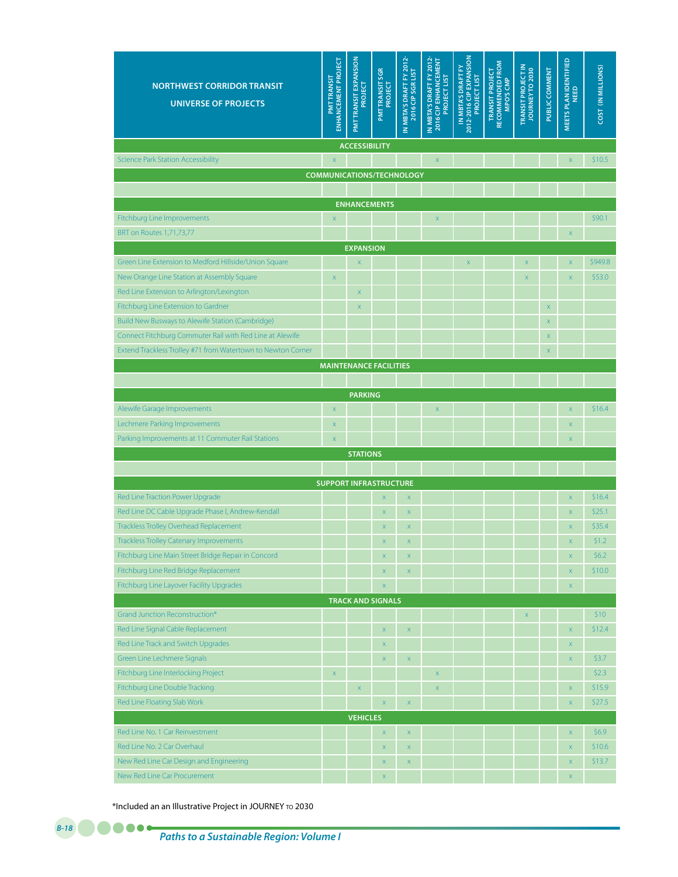| NORTHWEST CORRIDOR TRANSIT UNIVERSE OF PROJECTS | PMT TRANSIT ENHANCEMENT PROJECT | PMT TRANSIT EXPANSION PROJECT | PMT TRANSIT SGR PROJECT | IN MBTA'S DRAFT FY 2012-2016 CIP SGR LIST | IN MBTA'S DRAFT FY 2012-2016 CIP ENHANCEMENT PROJECT LIST | IN MBTA'S DRAFT FY 2012-2016 CIP EXPANSION PROJECT LIST | TRANSIT PROJECT RECOMMENDED FROM MPO'S CMP | TRANSIT PROJECT IN JOURNEY TO 2030 | PUBLIC COMMENT | MEETS PLAN IDENTIFIED NEED | COST (IN MILLIONS) |
|---|---|---|---|---|---|---|---|---|---|---|---|
| **ACCESSIBILITY** | | | | | | | | | | | |
| Science Park Station Accessibility | x | | | | x | | | | | x | $10.5 |
| **COMMUNICATIONS/TECHNOLOGY** | | | | | | | | | | | |
| | | | | | | | | | | | |
| **ENHANCEMENTS** | | | | | | | | | | | |
| Fitchburg Line Improvements | x | | | | x | | | | | | $90.1 |
| BRT on Routes 1,71,73,77 | | | | | | | | | | x | |
| **EXPANSION** | | | | | | | | | | | |
| Green Line Extension to Medford Hillside/Union Square | | x | | | | x | | x | | x | $949.8 |
| New Orange Line Station at Assembly Square | x | | | | | | | x | | x | $53.0 |
| Red Line Extension to Arlington/Lexington | | x | | | | | | | | | |
| Fitchburg Line Extension to Gardner | | x | | | | | | | x | | |
| Build New Busways to Alewife Station (Cambridge) | | | | | | | | | x | | |
| Connect Fitchburg Commuter Rail with Red Line at Alewife | | | | | | | | | x | | |
| Extend Trackless Trolley #71 from Watertown to Newton Corner | | | | | | | | | x | | |
| **MAINTENANCE FACILITIES** | | | | | | | | | | | |
| | | | | | | | | | | | |
| **PARKING** | | | | | | | | | | | |
| Alewife Garage Improvements | x | | | | x | | | | | x | $16.4 |
| Lechmere Parking Improvements | x | | | | | | | | | x | |
| Parking Improvements at 11 Commuter Rail Stations | x | | | | | | | | | x | |
| **STATIONS** | | | | | | | | | | | |
| | | | | | | | | | | | |
| **SUPPORT INFRASTRUCTURE** | | | | | | | | | | | |
| Red Line Traction Power Upgrade | | | x | x | | | | | | x | $16.4 |
| Red Line DC Cable Upgrade Phase I, Andrew-Kendall | | | x | x | | | | | | x | $25.1 |
| Trackless Trolley Overhead Replacement | | | x | x | | | | | | x | $35.4 |
| Trackless Trolley Catenary Improvements | | | x | x | | | | | | x | $1.2 |
| Fitchburg Line Main Street Bridge Repair in Concord | | | x | x | | | | | | x | $6.2 |
| Fitchburg Line Red Bridge Replacement | | | x | x | | | | | | x | $10.0 |
| Fitchburg Line Layover Facility Upgrades | | | x | | | | | | | x | |
| **TRACK AND SIGNALS** | | | | | | | | | | | |
| Grand Junction Reconstruction* | | | | | | | | x | | | $10 |
| Red Line Signal Cable Replacement | | | x | x | | | | | | x | $12.4 |
| Red Line Track and Switch Upgrades | | | x | | | | | | | x | |
| Green Line Lechmere Signals | | | x | x | | | | | | x | $3.7 |
| Fitchburg Line Interlocking Project | x | | | | x | | | | | | $2.3 |
| Fitchburg Line Double Tracking | | x | | | x | | | | | x | $15.9 |
| Red Line Floating Slab Work | | | x | x | | | | | | x | $27.5 |
| **VEHICLES** | | | | | | | | | | | |
| Red Line No. 1 Car Reinvestment | | | x | x | | | | | | x | $6.9 |
| Red Line No. 2 Car Overhaul | | | x | x | | | | | | x | $10.6 |
| New Red Line Car Design and Engineering | | | x | x | | | | | | x | $13.7 |
| New Red Line Car Procurement | | | x | | | | | | | x | |

*Included an an Illustrative Project in JOURNEY TO 2030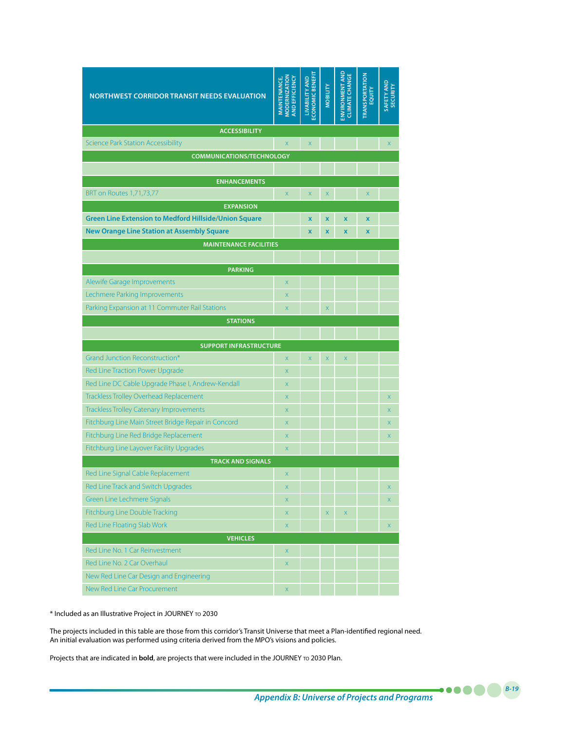| NORTHWEST CORRIDOR TRANSIT NEEDS EVALUATION | MAINTENANCE, MODERNIZATION AND EFFICIENCY | LIVABILITY AND ECONOMIC BENEFIT | MOBILITY | ENVIRONMENT AND CLIMATE CHANGE | TRANSPORTATION EQUITY | SAFETY AND SECURITY |
|---|---|---|---|---|---|---|
| **ACCESSIBILITY** | | | | | | |
| Science Park Station Accessibility | x | x | | | | x |
| **COMMUNICATIONS/TECHNOLOGY** | | | | | | |
| | | | | | | |
| **ENHANCEMENTS** | | | | | | |
| BRT on Routes 1,71,73,77 | x | x | x | | x | |
| **EXPANSION** | | | | | | |
| **Green Line Extension to Medford Hillside/Union Square** | | **x** | **x** | **x** | **x** | |
| **New Orange Line Station at Assembly Square** | | **x** | **x** | **x** | **x** | |
| **MAINTENANCE FACILITIES** | | | | | | |
| | | | | | | |
| **PARKING** | | | | | | |
| Alewife Garage Improvements | x | | | | | |
| Lechmere Parking Improvements | x | | | | | |
| Parking Expansion at 11 Commuter Rail Stations | x | | x | | | |
| **STATIONS** | | | | | | |
| | | | | | | |
| **SUPPORT INFRASTRUCTURE** | | | | | | |
| Grand Junction Reconstruction* | x | x | x | x | | |
| Red Line Traction Power Upgrade | x | | | | | |
| Red Line DC Cable Upgrade Phase I, Andrew-Kendall | x | | | | | |
| Trackless Trolley Overhead Replacement | x | | | | | x |
| Trackless Trolley Catenary Improvements | x | | | | | x |
| Fitchburg Line Main Street Bridge Repair in Concord | x | | | | | x |
| Fitchburg Line Red Bridge Replacement | x | | | | | x |
| Fitchburg Line Layover Facility Upgrades | x | | | | | |
| **TRACK AND SIGNALS** | | | | | | |
| Red Line Signal Cable Replacement | x | | | | | |
| Red Line Track and Switch Upgrades | x | | | | | x |
| Green Line Lechmere Signals | x | | | | | x |
| Fitchburg Line Double Tracking | x | | x | x | | |
| Red Line Floating Slab Work | x | | | | | x |
| **VEHICLES** | | | | | | |
| Red Line No. 1 Car Reinvestment | x | | | | | |
| Red Line No. 2 Car Overhaul | x | | | | | |
| New Red Line Car Design and Engineering | | | | | | |
| New Red Line Car Procurement | x | | | | | |

* Included as an Illustrative Project in JOURNEY TO 2030

The projects included in this table are those from this corridor's Transit Universe that meet a Plan-identified regional need. An initial evaluation was performed using criteria derived from the MPO's visions and policies.

Projects that are indicated in **bold**, are projects that were included in the JOURNEY TO 2030 Plan.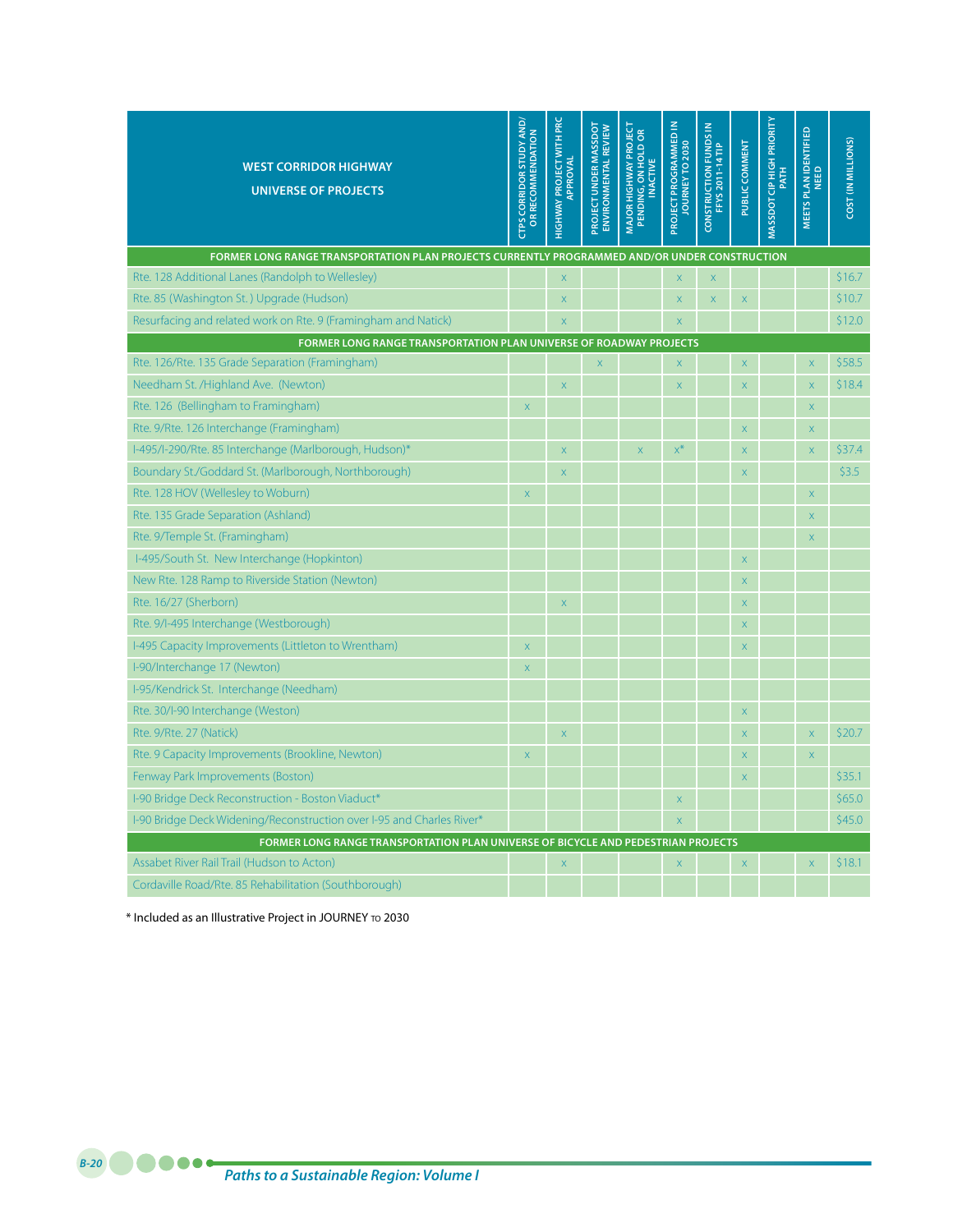| WEST CORRIDOR HIGHWAY UNIVERSE OF PROJECTS | CTPS CORRIDOR STUDY AND/ OR RECOMMENDATION | HIGHWAY PROJECT WITH PRC APPROVAL | PROJECT UNDER MASSDOT ENVIRONMENTAL REVIEW | MAJOR HIGHWAY PROJECT PENDING, ON HOLD OR INACTIVE | PROJECT PROGRAMMED IN JOURNEY TO 2030 | CONSTRUCTION FUNDS IN FFYS 2011-14 TIP | PUBLIC COMMENT | MASSDOT CIP HIGH PRIORITY PATH | MEETS PLAN IDENTIFIED NEED | COST (IN MILLIONS) |
|---|---|---|---|---|---|---|---|---|---|---|
| **FORMER LONG RANGE TRANSPORTATION PLAN PROJECTS CURRENTLY PROGRAMMED AND/OR UNDER CONSTRUCTION** | | | | | | | | | | |
| Rte. 128 Additional Lanes (Randolph to Wellesley) | | x | | | x | x | | | | $16.7 |
| Rte. 85 (Washington St. ) Upgrade (Hudson) | | x | | | x | x | x | | | $10.7 |
| Resurfacing and related work on Rte. 9 (Framingham and Natick) | | x | | | x | | | | | $12.0 |
| **FORMER LONG RANGE TRANSPORTATION PLAN UNIVERSE OF ROADWAY PROJECTS** | | | | | | | | | | |
| Rte. 126/Rte. 135 Grade Separation (Framingham) | | | x | | x | | x | | x | $58.5 |
| Needham St. /Highland Ave. (Newton) | | x | | | x | | x | | x | $18.4 |
| Rte. 126 (Bellingham to Framingham) | x | | | | | | | | x | |
| Rte. 9/Rte. 126 Interchange (Framingham) | | | | | | | x | | x | |
| I-495/I-290/Rte. 85 Interchange (Marlborough, Hudson)* | | x | | x | x* | | x | | x | $37.4 |
| Boundary St./Goddard St. (Marlborough, Northborough) | | x | | | | | x | | | $3.5 |
| Rte. 128 HOV (Wellesley to Woburn) | x | | | | | | | | x | |
| Rte. 135 Grade Separation (Ashland) | | | | | | | | | x | |
| Rte. 9/Temple St. (Framingham) | | | | | | | | | x | |
| I-495/South St. New Interchange (Hopkinton) | | | | | | | x | | | |
| New Rte. 128 Ramp to Riverside Station (Newton) | | | | | | | x | | | |
| Rte. 16/27 (Sherborn) | | x | | | | | x | | | |
| Rte. 9/I-495 Interchange (Westborough) | | | | | | | x | | | |
| I-495 Capacity Improvements (Littleton to Wrentham) | x | | | | | | x | | | |
| I-90/Interchange 17 (Newton) | x | | | | | | | | | |
| I-95/Kendrick St. Interchange (Needham) | | | | | | | | | | |
| Rte. 30/I-90 Interchange (Weston) | | | | | | | x | | | |
| Rte. 9/Rte. 27 (Natick) | | x | | | | | x | | x | $20.7 |
| Rte. 9 Capacity Improvements (Brookline, Newton) | x | | | | | | x | | x | |
| Fenway Park Improvements (Boston) | | | | | | | x | | | $35.1 |
| I-90 Bridge Deck Reconstruction - Boston Viaduct* | | | | | x | | | | | $65.0 |
| I-90 Bridge Deck Widening/Reconstruction over I-95 and Charles River* | | | | | x | | | | | $45.0 |
| **FORMER LONG RANGE TRANSPORTATION PLAN UNIVERSE OF BICYCLE AND PEDESTRIAN PROJECTS** | | | | | | | | | | |
| Assabet River Rail Trail (Hudson to Acton) | | x | | | x | | x | | x | $18.1 |
| Cordaville Road/Rte. 85 Rehabilitation (Southborough) | | | | | | | | | | |

\* Included as an Illustrative Project in JOURNEY TO 2030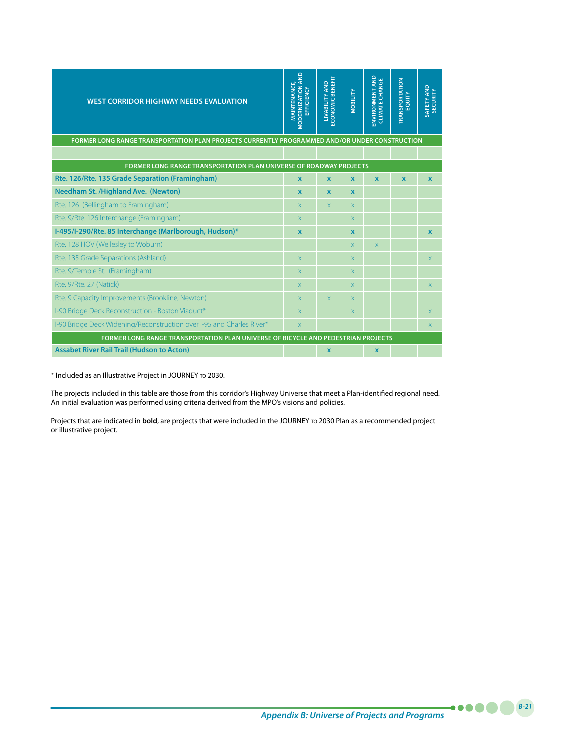| WEST CORRIDOR HIGHWAY NEEDS EVALUATION | MAINTENANCE, MODERNIZATION AND EFFICIENCY | LIVABILITY AND ECONOMIC BENEFIT | MOBILITY | ENVIRONMENT AND CLIMATE CHANGE | TRANSPORTATION EQUITY | SAFETY AND SECURITY |
|---|---|---|---|---|---|---|
| **FORMER LONG RANGE TRANSPORTATION PLAN PROJECTS CURRENTLY PROGRAMMED AND/OR UNDER CONSTRUCTION** | | | | | | |
| | | | | | | |
| **FORMER LONG RANGE TRANSPORTATION PLAN UNIVERSE OF ROADWAY PROJECTS** | | | | | | |
| **Rte. 126/Rte. 135 Grade Separation (Framingham)** | **x** | **x** | **x** | **x** | **x** | **x** |
| **Needham St. /Highland Ave. (Newton)** | **x** | **x** | **x** | | | |
| Rte. 126 (Bellingham to Framingham) | x | x | x | | | |
| Rte. 9/Rte. 126 Interchange (Framingham) | x | | x | | | |
| **I-495/I-290/Rte. 85 Interchange (Marlborough, Hudson)*** | **x** | | **x** | | | **x** |
| Rte. 128 HOV (Wellesley to Woburn) | | | x | x | | |
| Rte. 135 Grade Separations (Ashland) | x | | x | | | x |
| Rte. 9/Temple St. (Framingham) | x | | x | | | |
| Rte. 9/Rte. 27 (Natick) | x | | x | | | x |
| Rte. 9 Capacity Improvements (Brookline, Newton) | x | x | x | | | |
| I-90 Bridge Deck Reconstruction - Boston Viaduct* | x | | x | | | x |
| I-90 Bridge Deck Widening/Reconstruction over I-95 and Charles River* | x | | | | | x |
| **FORMER LONG RANGE TRANSPORTATION PLAN UNIVERSE OF BICYCLE AND PEDESTRIAN PROJECTS** | | | | | | |
| **Assabet River Rail Trail (Hudson to Acton)** | | **x** | | **x** | | |

* Included as an Illustrative Project in JOURNEY TO 2030.

The projects included in this table are those from this corridor's Highway Universe that meet a Plan-identified regional need. An initial evaluation was performed using criteria derived from the MPO's visions and policies.

Projects that are indicated in **bold**, are projects that were included in the JOURNEY TO 2030 Plan as a recommended project or illustrative project.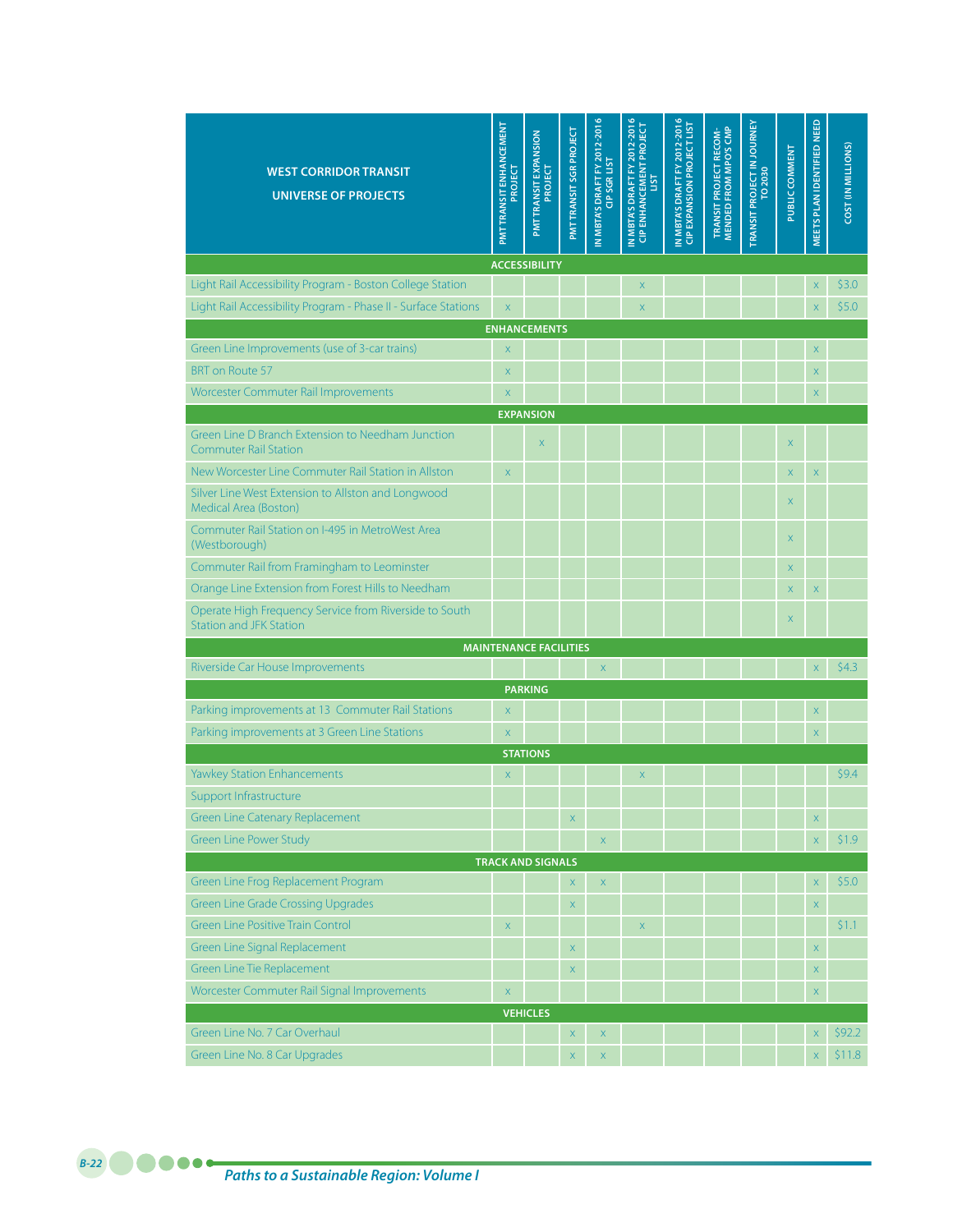| WEST CORRIDOR TRANSIT UNIVERSE OF PROJECTS | PMT TRANSIT ENHANCEMENT PROJECT | PMT TRANSIT EXPANSION PROJECT | PMT TRANSIT SGR PROJECT | IN MBTA'S DRAFT FY 2012-2016 CIP SGR LIST | IN MBTA'S DRAFT FY 2012-2016 CIP ENHANCEMENT PROJECT LIST | IN MBTA'S DRAFT FY 2012-2016 CIP EXPANSION PROJECT LIST | TRANSIT PROJECT RECOMMENDED FROM MPO'S CMP | TRANSIT PROJECT IN JOURNEY TO 2030 | PUBLIC COMMENT | MEETS PLAN IDENTIFIED NEED | COST (IN MILLIONS) |
|---|---|---|---|---|---|---|---|---|---|---|---|
| **ACCESSIBILITY** | | | | | | | | | | | |
| Light Rail Accessibility Program - Boston College Station | | | | | x | | | | | x | $3.0 |
| Light Rail Accessibility Program - Phase II - Surface Stations | x | | | | x | | | | | x | $5.0 |
| **ENHANCEMENTS** | | | | | | | | | | | |
| Green Line Improvements (use of 3-car trains) | x | | | | | | | | | x | |
| BRT on Route 57 | x | | | | | | | | | x | |
| Worcester Commuter Rail Improvements | x | | | | | | | | | x | |
| **EXPANSION** | | | | | | | | | | | |
| Green Line D Branch Extension to Needham Junction Commuter Rail Station | | x | | | | | | | x | | |
| New Worcester Line Commuter Rail Station in Allston | x | | | | | | | | x | x | |
| Silver Line West Extension to Allston and Longwood Medical Area (Boston) | | | | | | | | | x | | |
| Commuter Rail Station on I-495 in MetroWest Area (Westborough) | | | | | | | | | x | | |
| Commuter Rail from Framingham to Leominster | | | | | | | | | x | | |
| Orange Line Extension from Forest Hills to Needham | | | | | | | | | x | x | |
| Operate High Frequency Service from Riverside to South Station and JFK Station | | | | | | | | | x | | |
| **MAINTENANCE FACILITIES** | | | | | | | | | | | |
| Riverside Car House Improvements | | | | x | | | | | | x | $4.3 |
| **PARKING** | | | | | | | | | | | |
| Parking improvements at 13 Commuter Rail Stations | x | | | | | | | | | x | |
| Parking improvements at 3 Green Line Stations | x | | | | | | | | | x | |
| **STATIONS** | | | | | | | | | | | |
| Yawkey Station Enhancements | x | | | | x | | | | | | $9.4 |
| Support Infrastructure | | | | | | | | | | | |
| Green Line Catenary Replacement | | | x | | | | | | | x | |
| Green Line Power Study | | | | x | | | | | | x | $1.9 |
| **TRACK AND SIGNALS** | | | | | | | | | | | |
| Green Line Frog Replacement Program | | | x | x | | | | | | x | $5.0 |
| Green Line Grade Crossing Upgrades | | | x | | | | | | | x | |
| Green Line Positive Train Control | x | | | | x | | | | | | $1.1 |
| Green Line Signal Replacement | | | x | | | | | | | x | |
| Green Line Tie Replacement | | | x | | | | | | | x | |
| Worcester Commuter Rail Signal Improvements | x | | | | | | | | | x | |
| **VEHICLES** | | | | | | | | | | | |
| Green Line No. 7 Car Overhaul | | | x | x | | | | | | x | $92.2 |
| Green Line No. 8 Car Upgrades | | | x | x | | | | | | x | $11.8 |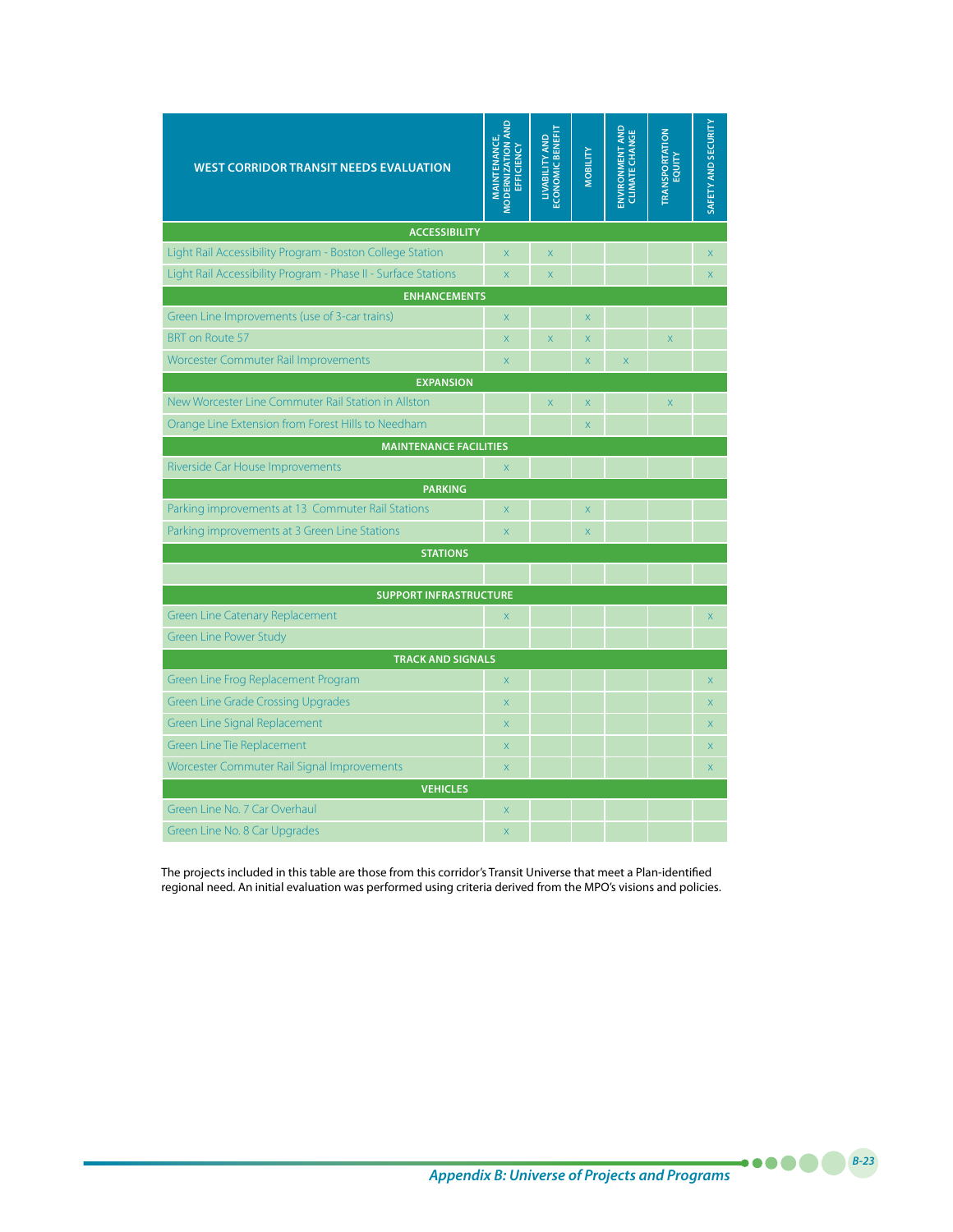| WEST CORRIDOR TRANSIT NEEDS EVALUATION | MAINTENANCE, MODERNIZATION AND EFFICIENCY | LIVABILITY AND ECONOMIC BENEFIT | MOBILITY | ENVIRONMENT AND CLIMATE CHANGE | TRANSPORTATION EQUITY | SAFETY AND SECURITY |
|---|---|---|---|---|---|---|
| **ACCESSIBILITY** | | | | | | |
| Light Rail Accessibility Program - Boston College Station | x | x | | | | x |
| Light Rail Accessibility Program - Phase II - Surface Stations | x | x | | | | x |
| **ENHANCEMENTS** | | | | | | |
| Green Line Improvements (use of 3-car trains) | x | | x | | | |
| BRT on Route 57 | x | x | x | | x | |
| Worcester Commuter Rail Improvements | x | | x | x | | |
| **EXPANSION** | | | | | | |
| New Worcester Line Commuter Rail Station in Allston | | x | x | | x | |
| Orange Line Extension from Forest Hills to Needham | | | x | | | |
| **MAINTENANCE FACILITIES** | | | | | | |
| Riverside Car House Improvements | x | | | | | |
| **PARKING** | | | | | | |
| Parking improvements at 13 Commuter Rail Stations | x | | x | | | |
| Parking improvements at 3 Green Line Stations | x | | x | | | |
| **STATIONS** | | | | | | |
| | | | | | | |
| **SUPPORT INFRASTRUCTURE** | | | | | | |
| Green Line Catenary Replacement | x | | | | | x |
| Green Line Power Study | | | | | | |
| **TRACK AND SIGNALS** | | | | | | |
| Green Line Frog Replacement Program | x | | | | | x |
| Green Line Grade Crossing Upgrades | x | | | | | x |
| Green Line Signal Replacement | x | | | | | x |
| Green Line Tie Replacement | x | | | | | x |
| Worcester Commuter Rail Signal Improvements | x | | | | | x |
| **VEHICLES** | | | | | | |
| Green Line No. 7 Car Overhaul | x | | | | | |
| Green Line No. 8 Car Upgrades | x | | | | | |

The projects included in this table are those from this corridor's Transit Universe that meet a Plan-identified regional need. An initial evaluation was performed using criteria derived from the MPO's visions and policies.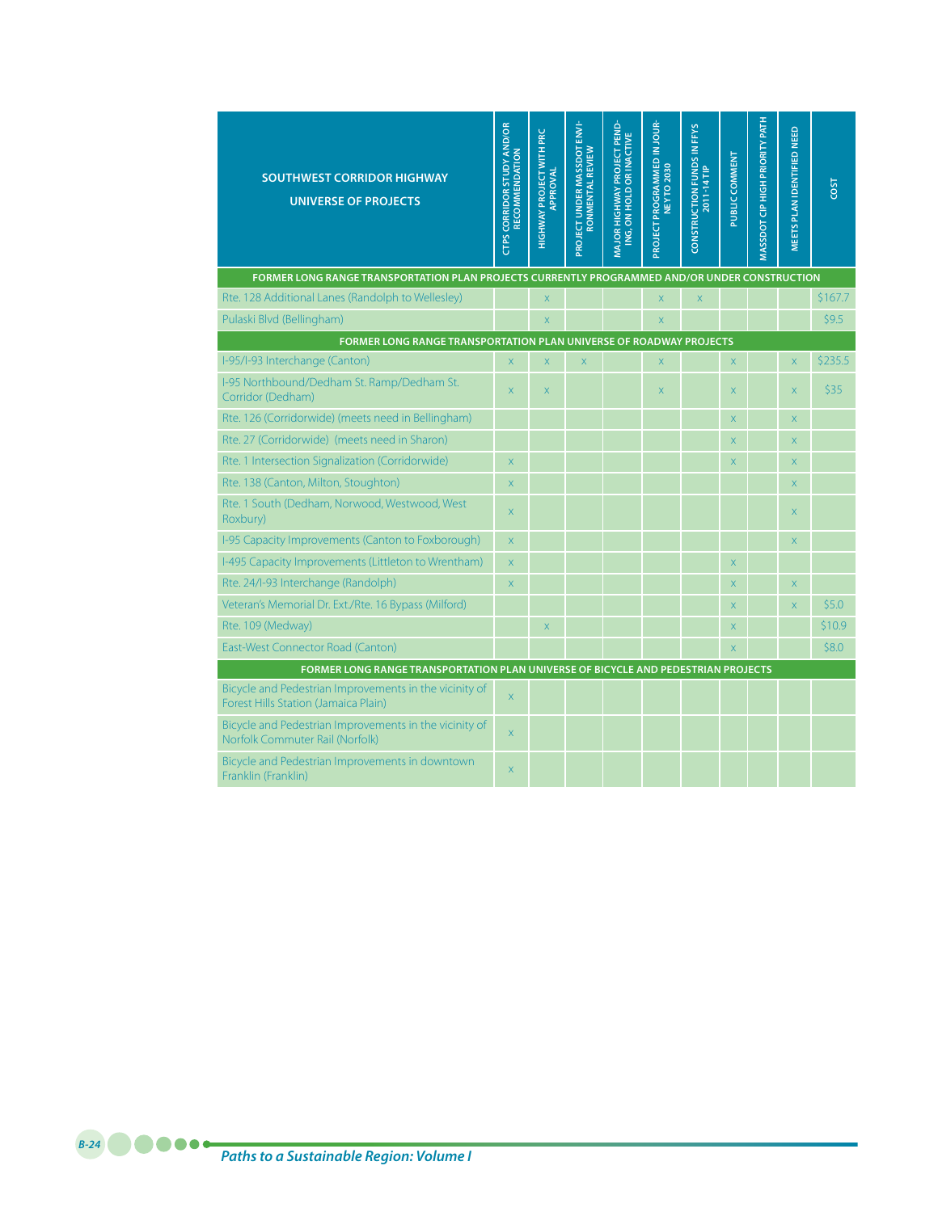| SOUTHWEST CORRIDOR HIGHWAY UNIVERSE OF PROJECTS | CTPS CORRIDOR STUDY AND/OR RECOMMENDATION | HIGHWAY PROJECT WITH PRC APPROVAL | PROJECT UNDER MASSDOT ENVIRONMENTAL REVIEW | MAJOR HIGHWAY PROJECT PENDING, ON HOLD OR INACTIVE | PROJECT PROGRAMMED IN JOURNEY TO 2030 | CONSTRUCTION FUNDS IN FFYS 2011-14 TIP | PUBLIC COMMENT | MASSDOT CIP HIGH PRIORITY PATH | MEETS PLAN IDENTIFIED NEED | COST |
|---|---|---|---|---|---|---|---|---|---|---|
| **FORMER LONG RANGE TRANSPORTATION PLAN PROJECTS CURRENTLY PROGRAMMED AND/OR UNDER CONSTRUCTION** | | | | | | | | | | |
| Rte. 128 Additional Lanes (Randolph to Wellesley) | | x | | | x | x | | | | $167.7 |
| Pulaski Blvd (Bellingham) | | x | | | x | | | | | $9.5 |
| **FORMER LONG RANGE TRANSPORTATION PLAN UNIVERSE OF ROADWAY PROJECTS** | | | | | | | | | | |
| I-95/I-93 Interchange (Canton) | x | x | x | | x | | x | | x | $235.5 |
| I-95 Northbound/Dedham St. Ramp/Dedham St. Corridor (Dedham) | x | x | | | x | | x | | x | $35 |
| Rte. 126 (Corridorwide) (meets need in Bellingham) | | | | | | | x | | x | |
| Rte. 27 (Corridorwide) (meets need in Sharon) | | | | | | | x | | x | |
| Rte. 1 Intersection Signalization (Corridorwide) | x | | | | | | x | | x | |
| Rte. 138 (Canton, Milton, Stoughton) | x | | | | | | | | x | |
| Rte. 1 South (Dedham, Norwood, Westwood, West Roxbury) | x | | | | | | | | x | |
| I-95 Capacity Improvements (Canton to Foxborough) | x | | | | | | | | x | |
| I-495 Capacity Improvements (Littleton to Wrentham) | x | | | | | | x | | | |
| Rte. 24/I-93 Interchange (Randolph) | x | | | | | | x | | x | |
| Veteran's Memorial Dr. Ext./Rte. 16 Bypass (Milford) | | | | | | | x | | x | $5.0 |
| Rte. 109 (Medway) | | x | | | | | x | | | $10.9 |
| East-West Connector Road (Canton) | | | | | | | x | | | $8.0 |
| **FORMER LONG RANGE TRANSPORTATION PLAN UNIVERSE OF BICYCLE AND PEDESTRIAN PROJECTS** | | | | | | | | | | |
| Bicycle and Pedestrian Improvements in the vicinity of Forest Hills Station (Jamaica Plain) | x | | | | | | | | | |
| Bicycle and Pedestrian Improvements in the vicinity of Norfolk Commuter Rail (Norfolk) | x | | | | | | | | | |
| Bicycle and Pedestrian Improvements in downtown Franklin (Franklin) | x | | | | | | | | | |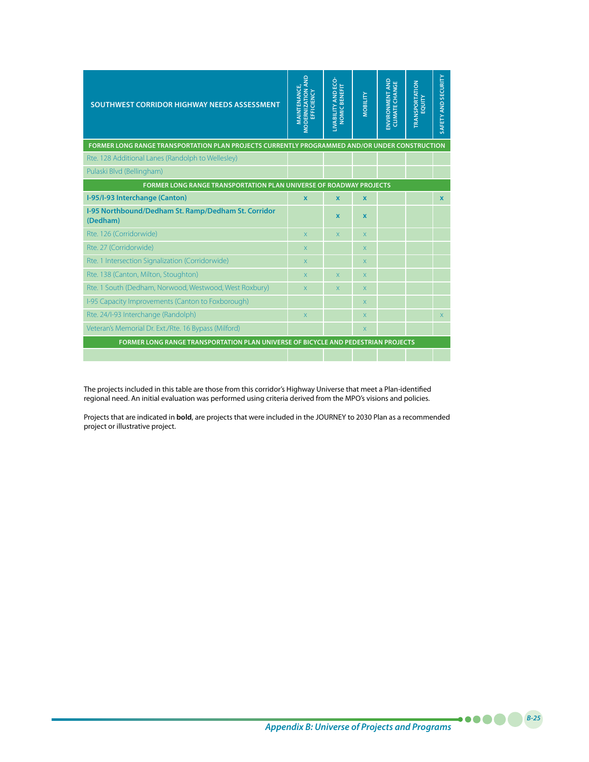| SOUTHWEST CORRIDOR HIGHWAY NEEDS ASSESSMENT | MAINTENANCE, MODERNIZATION AND EFFICIENCY | LIVABILITY AND ECONOMIC BENEFIT | MOBILITY | ENVIRONMENT AND CLIMATE CHANGE | TRANSPORTATION EQUITY | SAFETY AND SECURITY |
|---|---|---|---|---|---|---|
| **FORMER LONG RANGE TRANSPORTATION PLAN PROJECTS CURRENTLY PROGRAMMED AND/OR UNDER CONSTRUCTION** | | | | | | |
| Rte. 128 Additional Lanes (Randolph to Wellesley) | | | | | | |
| Pulaski Blvd (Bellingham) | | | | | | |
| **FORMER LONG RANGE TRANSPORTATION PLAN UNIVERSE OF ROADWAY PROJECTS** | | | | | | |
| **I-95/I-93 Interchange (Canton)** | **x** | **x** | **x** | | | **x** |
| **I-95 Northbound/Dedham St. Ramp/Dedham St. Corridor (Dedham)** | | **x** | **x** | | | |
| Rte. 126 (Corridorwide) | x | x | x | | | |
| Rte. 27 (Corridorwide) | x | | x | | | |
| Rte. 1 Intersection Signalization (Corridorwide) | x | | x | | | |
| Rte. 138 (Canton, Milton, Stoughton) | x | x | x | | | |
| Rte. 1 South (Dedham, Norwood, Westwood, West Roxbury) | x | x | x | | | |
| I-95 Capacity Improvements (Canton to Foxborough) | | | x | | | |
| Rte. 24/I-93 Interchange (Randolph) | x | | x | | | x |
| Veteran's Memorial Dr. Ext./Rte. 16 Bypass (Milford) | | | x | | | |
| **FORMER LONG RANGE TRANSPORTATION PLAN UNIVERSE OF BICYCLE AND PEDESTRIAN PROJECTS** | | | | | | |
| | | | | | | |

The projects included in this table are those from this corridor's Highway Universe that meet a Plan-identified regional need. An initial evaluation was performed using criteria derived from the MPO's visions and policies.

Projects that are indicated in **bold**, are projects that were included in the JOURNEY to 2030 Plan as a recommended project or illustrative project.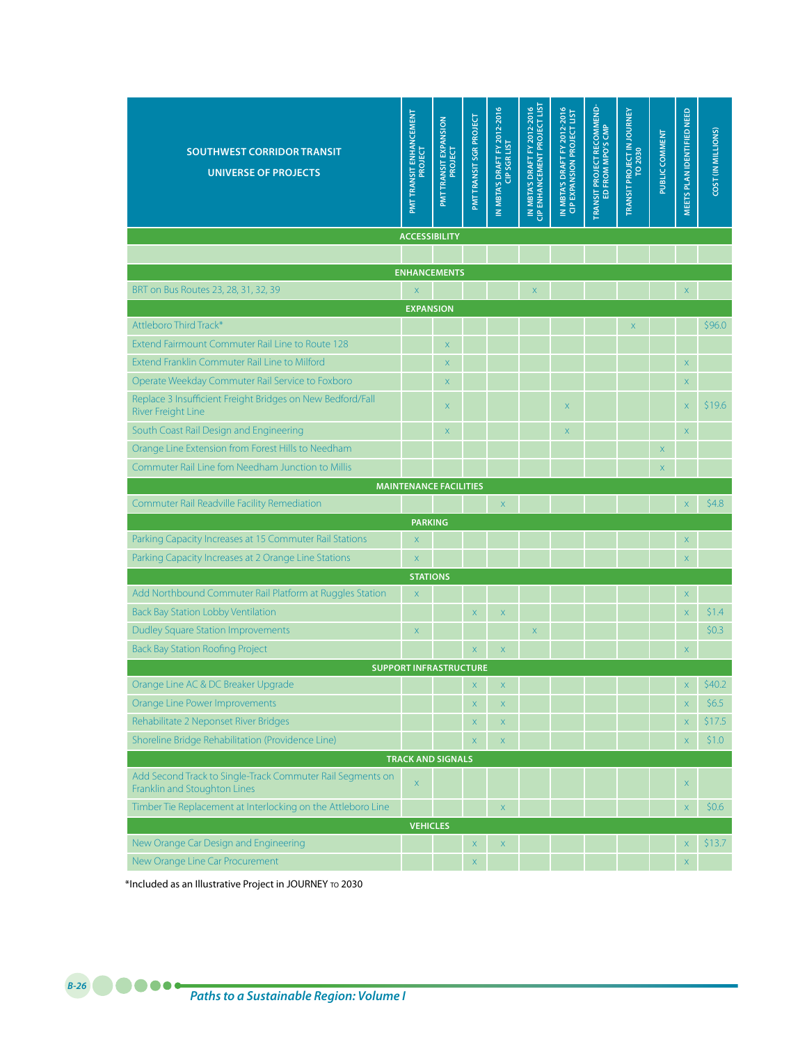| SOUTHWEST CORRIDOR TRANSIT UNIVERSE OF PROJECTS | PMT TRANSIT ENHANCEMENT PROJECT | PMT TRANSIT EXPANSION PROJECT | PMT TRANSIT SGR PROJECT | IN MBTA'S DRAFT FY 2012-2016 CIP SGR LIST | IN MBTA'S DRAFT FY 2012-2016 CIP ENHANCEMENT PROJECT LIST | IN MBTA'S DRAFT FY 2012-2016 CIP EXPANSION PROJECT LIST | TRANSIT PROJECT RECOMMENDED FROM MPO'S CMP | TRANSIT PROJECT IN JOURNEY TO 2030 | PUBLIC COMMENT | MEETS PLAN IDENTIFIED NEED | COST (IN MILLIONS) |
|---|---|---|---|---|---|---|---|---|---|---|---|
| **ACCESSIBILITY** | | | | | | | | | | | |
| | | | | | | | | | | | |
| **ENHANCEMENTS** | | | | | | | | | | | |
| BRT on Bus Routes 23, 28, 31, 32, 39 | x | | | | x | | | | | x | |
| **EXPANSION** | | | | | | | | | | | |
| Attleboro Third Track* | | | | | | | | x | | | $96.0 |
| Extend Fairmount Commuter Rail Line to Route 128 | | x | | | | | | | | | |
| Extend Franklin Commuter Rail Line to Milford | | x | | | | | | | | x | |
| Operate Weekday Commuter Rail Service to Foxboro | | x | | | | | | | | x | |
| Replace 3 Insufficient Freight Bridges on New Bedford/Fall River Freight Line | | x | | | | x | | | | x | $19.6 |
| South Coast Rail Design and Engineering | | x | | | | x | | | | x | |
| Orange Line Extension from Forest Hills to Needham | | | | | | | | | x | | |
| Commuter Rail Line fom Needham Junction to Millis | | | | | | | | | x | | |
| **MAINTENANCE FACILITIES** | | | | | | | | | | | |
| Commuter Rail Readville Facility Remediation | | | | x | | | | | | x | $4.8 |
| **PARKING** | | | | | | | | | | | |
| Parking Capacity Increases at 15 Commuter Rail Stations | x | | | | | | | | | x | |
| Parking Capacity Increases at 2 Orange Line Stations | x | | | | | | | | | x | |
| **STATIONS** | | | | | | | | | | | |
| Add Northbound Commuter Rail Platform at Ruggles Station | x | | | | | | | | | x | |
| Back Bay Station Lobby Ventilation | | | x | x | | | | | | x | $1.4 |
| Dudley Square Station Improvements | x | | | | x | | | | | | $0.3 |
| Back Bay Station Roofing Project | | | x | x | | | | | | x | |
| **SUPPORT INFRASTRUCTURE** | | | | | | | | | | | |
| Orange Line AC & DC Breaker Upgrade | | | x | x | | | | | | x | $40.2 |
| Orange Line Power Improvements | | | x | x | | | | | | x | $6.5 |
| Rehabilitate 2 Neponset River Bridges | | | x | x | | | | | | x | $17.5 |
| Shoreline Bridge Rehabilitation (Providence Line) | | | x | x | | | | | | x | $1.0 |
| **TRACK AND SIGNALS** | | | | | | | | | | | |
| Add Second Track to Single-Track Commuter Rail Segments on Franklin and Stoughton Lines | x | | | | | | | | | x | |
| Timber Tie Replacement at Interlocking on the Attleboro Line | | | | x | | | | | | x | $0.6 |
| **VEHICLES** | | | | | | | | | | | |
| New Orange Car Design and Engineering | | | x | x | | | | | | x | $13.7 |
| New Orange Line Car Procurement | | | x | | | | | | | x | |

*Included as an Illustrative Project in JOURNEY TO 2030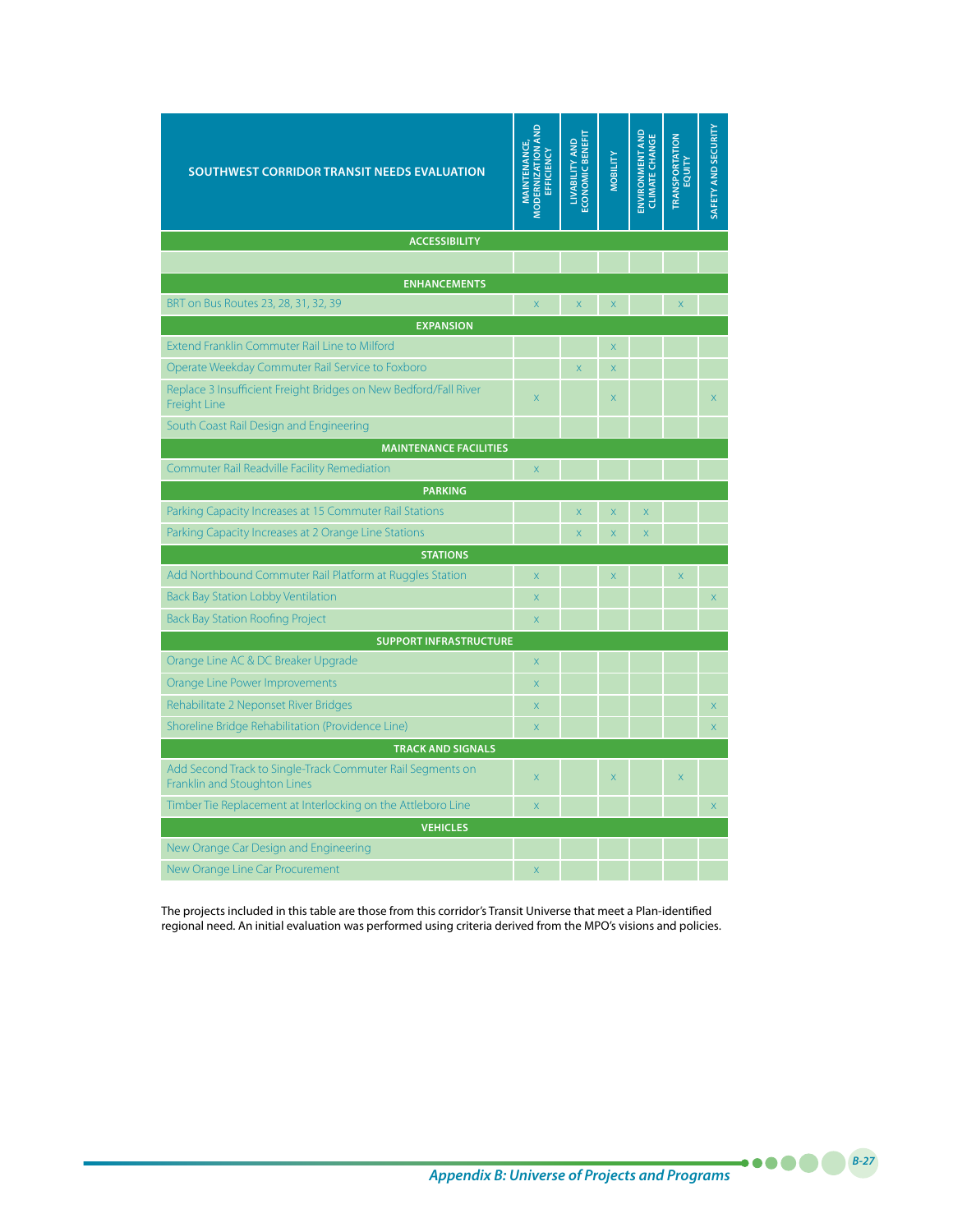| SOUTHWEST CORRIDOR TRANSIT NEEDS EVALUATION | MAINTENANCE, MODERNIZATION AND EFFICIENCY | LIVABILITY AND ECONOMIC BENEFIT | MOBILITY | ENVIRONMENT AND CLIMATE CHANGE | TRANSPORTATION EQUITY | SAFETY AND SECURITY |
|---|---|---|---|---|---|---|
| **ACCESSIBILITY** | | | | | | |
| | | | | | | |
| **ENHANCEMENTS** | | | | | | |
| BRT on Bus Routes 23, 28, 31, 32, 39 | x | x | x | | x | |
| **EXPANSION** | | | | | | |
| Extend Franklin Commuter Rail Line to Milford | | | x | | | |
| Operate Weekday Commuter Rail Service to Foxboro | | x | x | | | |
| Replace 3 Insufficient Freight Bridges on New Bedford/Fall River Freight Line | x | | x | | | x |
| South Coast Rail Design and Engineering | | | | | | |
| **MAINTENANCE FACILITIES** | | | | | | |
| Commuter Rail Readville Facility Remediation | x | | | | | |
| **PARKING** | | | | | | |
| Parking Capacity Increases at 15 Commuter Rail Stations | | x | x | x | | |
| Parking Capacity Increases at 2 Orange Line Stations | | x | x | x | | |
| **STATIONS** | | | | | | |
| Add Northbound Commuter Rail Platform at Ruggles Station | x | | x | | x | |
| Back Bay Station Lobby Ventilation | x | | | | | x |
| Back Bay Station Roofing Project | x | | | | | |
| **SUPPORT INFRASTRUCTURE** | | | | | | |
| Orange Line AC & DC Breaker Upgrade | x | | | | | |
| Orange Line Power Improvements | x | | | | | |
| Rehabilitate 2 Neponset River Bridges | x | | | | | x |
| Shoreline Bridge Rehabilitation (Providence Line) | x | | | | | x |
| **TRACK AND SIGNALS** | | | | | | |
| Add Second Track to Single-Track Commuter Rail Segments on Franklin and Stoughton Lines | x | | x | | x | |
| Timber Tie Replacement at Interlocking on the Attleboro Line | x | | | | | x |
| **VEHICLES** | | | | | | |
| New Orange Car Design and Engineering | | | | | | |
| New Orange Line Car Procurement | x | | | | | |

The projects included in this table are those from this corridor's Transit Universe that meet a Plan-identified regional need. An initial evaluation was performed using criteria derived from the MPO's visions and policies.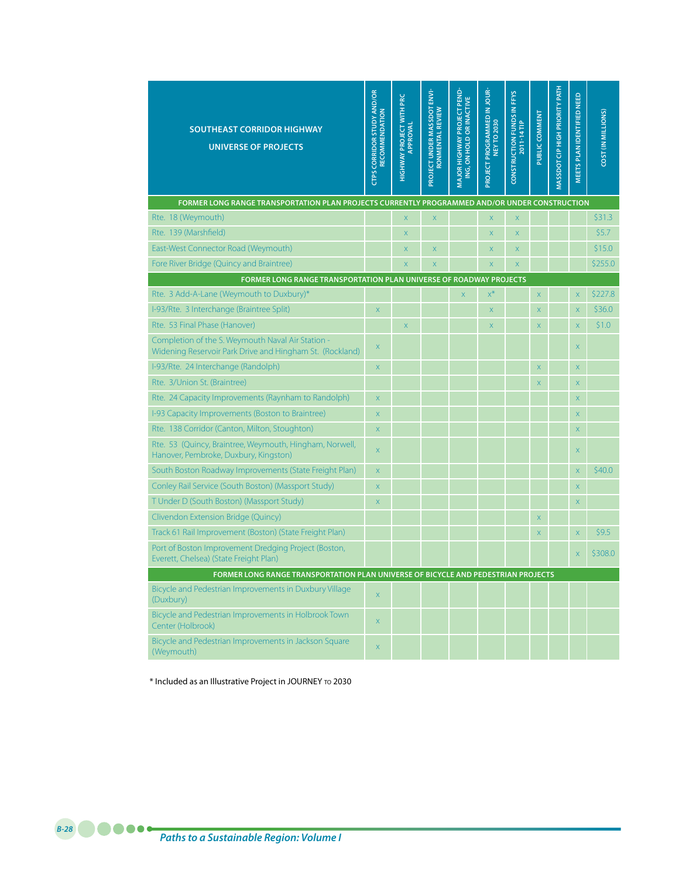| SOUTHEAST CORRIDOR HIGHWAY UNIVERSE OF PROJECTS | CTPS CORRIDOR STUDY AND/OR RECOMMENDATION | HIGHWAY PROJECT WITH PRC APPROVAL | PROJECT UNDER MASSDOT ENVIRONMENTAL REVIEW | MAJOR HIGHWAY PROJECT PENDING, ON HOLD OR INACTIVE | PROJECT PROGRAMMED IN JOURNEY TO 2030 | CONSTRUCTION FUNDS IN FFYS 2011-14 TIP | PUBLIC COMMENT | MASSDOT CIP HIGH PRIORITY PATH | MEETS PLAN IDENTIFIED NEED | COST (IN MILLIONS) |
|---|---|---|---|---|---|---|---|---|---|---|
| **FORMER LONG RANGE TRANSPORTATION PLAN PROJECTS CURRENTLY PROGRAMMED AND/OR UNDER CONSTRUCTION** | | | | | | | | | | |
| Rte. 18 (Weymouth) | | x | x | | x | x | | | | $31.3 |
| Rte. 139 (Marshfield) | | x | | | x | x | | | | $5.7 |
| East-West Connector Road (Weymouth) | | x | x | | x | x | | | | $15.0 |
| Fore River Bridge (Quincy and Braintree) | | x | x | | x | x | | | | $255.0 |
| **FORMER LONG RANGE TRANSPORTATION PLAN UNIVERSE OF ROADWAY PROJECTS** | | | | | | | | | | |
| Rte. 3 Add-A-Lane (Weymouth to Duxbury)* | | | | x | x* | | x | | x | $227.8 |
| I-93/Rte. 3 Interchange (Braintree Split) | x | | | | x | | x | | x | $36.0 |
| Rte. 53 Final Phase (Hanover) | | x | | | x | | x | | x | $1.0 |
| Completion of the S. Weymouth Naval Air Station - Widening Reservoir Park Drive and Hingham St. (Rockland) | x | | | | | | | | x | |
| I-93/Rte. 24 Interchange (Randolph) | x | | | | | | x | | x | |
| Rte. 3/Union St. (Braintree) | | | | | | | x | | x | |
| Rte. 24 Capacity Improvements (Raynham to Randolph) | x | | | | | | | | x | |
| I-93 Capacity Improvements (Boston to Braintree) | x | | | | | | | | x | |
| Rte. 138 Corridor (Canton, Milton, Stoughton) | x | | | | | | | | x | |
| Rte. 53 (Quincy, Braintree, Weymouth, Hingham, Norwell, Hanover, Pembroke, Duxbury, Kingston) | x | | | | | | | | x | |
| South Boston Roadway Improvements (State Freight Plan) | x | | | | | | | | x | $40.0 |
| Conley Rail Service (South Boston) (Massport Study) | x | | | | | | | | x | |
| T Under D (South Boston) (Massport Study) | x | | | | | | | | x | |
| Clivendon Extension Bridge (Quincy) | | | | | | | x | | | |
| Track 61 Rail Improvement (Boston) (State Freight Plan) | | | | | | | x | | x | $9.5 |
| Port of Boston Improvement Dredging Project (Boston, Everett, Chelsea) (State Freight Plan) | | | | | | | | | x | $308.0 |
| **FORMER LONG RANGE TRANSPORTATION PLAN UNIVERSE OF BICYCLE AND PEDESTRIAN PROJECTS** | | | | | | | | | | |
| Bicycle and Pedestrian Improvements in Duxbury Village (Duxbury) | x | | | | | | | | | |
| Bicycle and Pedestrian Improvements in Holbrook Town Center (Holbrook) | x | | | | | | | | | |
| Bicycle and Pedestrian Improvements in Jackson Square (Weymouth) | x | | | | | | | | | |

\* Included as an Illustrative Project in JOURNEY TO 2030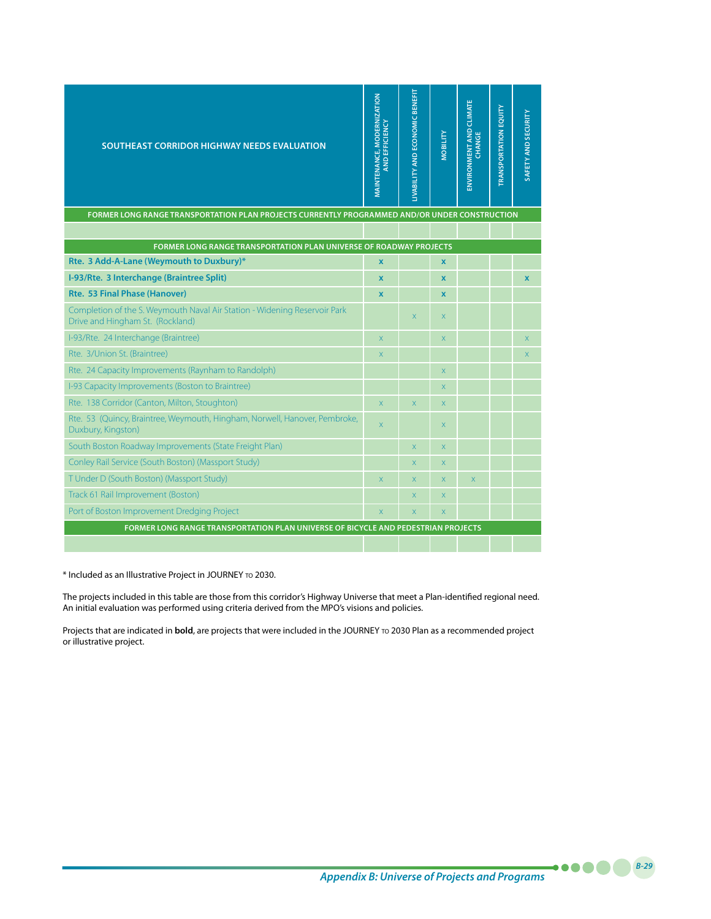| SOUTHEAST CORRIDOR HIGHWAY NEEDS EVALUATION | MAINTENANCE, MODERNIZATION AND EFFICIENCY | LIVABILITY AND ECONOMIC BENEFIT | MOBILITY | ENVIRONMENT AND CLIMATE CHANGE | TRANSPORTATION EQUITY | SAFETY AND SECURITY |
|---|---|---|---|---|---|---|
| **FORMER LONG RANGE TRANSPORTATION PLAN PROJECTS CURRENTLY PROGRAMMED AND/OR UNDER CONSTRUCTION** | | | | | | |
| | | | | | | |
| **FORMER LONG RANGE TRANSPORTATION PLAN UNIVERSE OF ROADWAY PROJECTS** | | | | | | |
| **Rte. 3 Add-A-Lane (Weymouth to Duxbury)*** | **x** | | **x** | | | |
| **I-93/Rte. 3 Interchange (Braintree Split)** | **x** | | **x** | | | **x** |
| **Rte. 53 Final Phase (Hanover)** | **x** | | **x** | | | |
| Completion of the S. Weymouth Naval Air Station - Widening Reservoir Park Drive and Hingham St. (Rockland) | | x | x | | | |
| I-93/Rte. 24 Interchange (Braintree) | x | | x | | | x |
| Rte. 3/Union St. (Braintree) | x | | | | | x |
| Rte. 24 Capacity Improvements (Raynham to Randolph) | | | x | | | |
| I-93 Capacity Improvements (Boston to Braintree) | | | x | | | |
| Rte. 138 Corridor (Canton, Milton, Stoughton) | x | x | x | | | |
| Rte. 53 (Quincy, Braintree, Weymouth, Hingham, Norwell, Hanover, Pembroke, Duxbury, Kingston) | x | | x | | | |
| South Boston Roadway Improvements (State Freight Plan) | | x | x | | | |
| Conley Rail Service (South Boston) (Massport Study) | | x | x | | | |
| T Under D (South Boston) (Massport Study) | x | x | x | x | | |
| Track 61 Rail Improvement (Boston) | | x | x | | | |
| Port of Boston Improvement Dredging Project | x | x | x | | | |
| **FORMER LONG RANGE TRANSPORTATION PLAN UNIVERSE OF BICYCLE AND PEDESTRIAN PROJECTS** | | | | | | |
| | | | | | | |

* Included as an Illustrative Project in JOURNEY TO 2030.

The projects included in this table are those from this corridor's Highway Universe that meet a Plan-identified regional need. An initial evaluation was performed using criteria derived from the MPO's visions and policies.

Projects that are indicated in **bold**, are projects that were included in the JOURNEY TO 2030 Plan as a recommended project or illustrative project.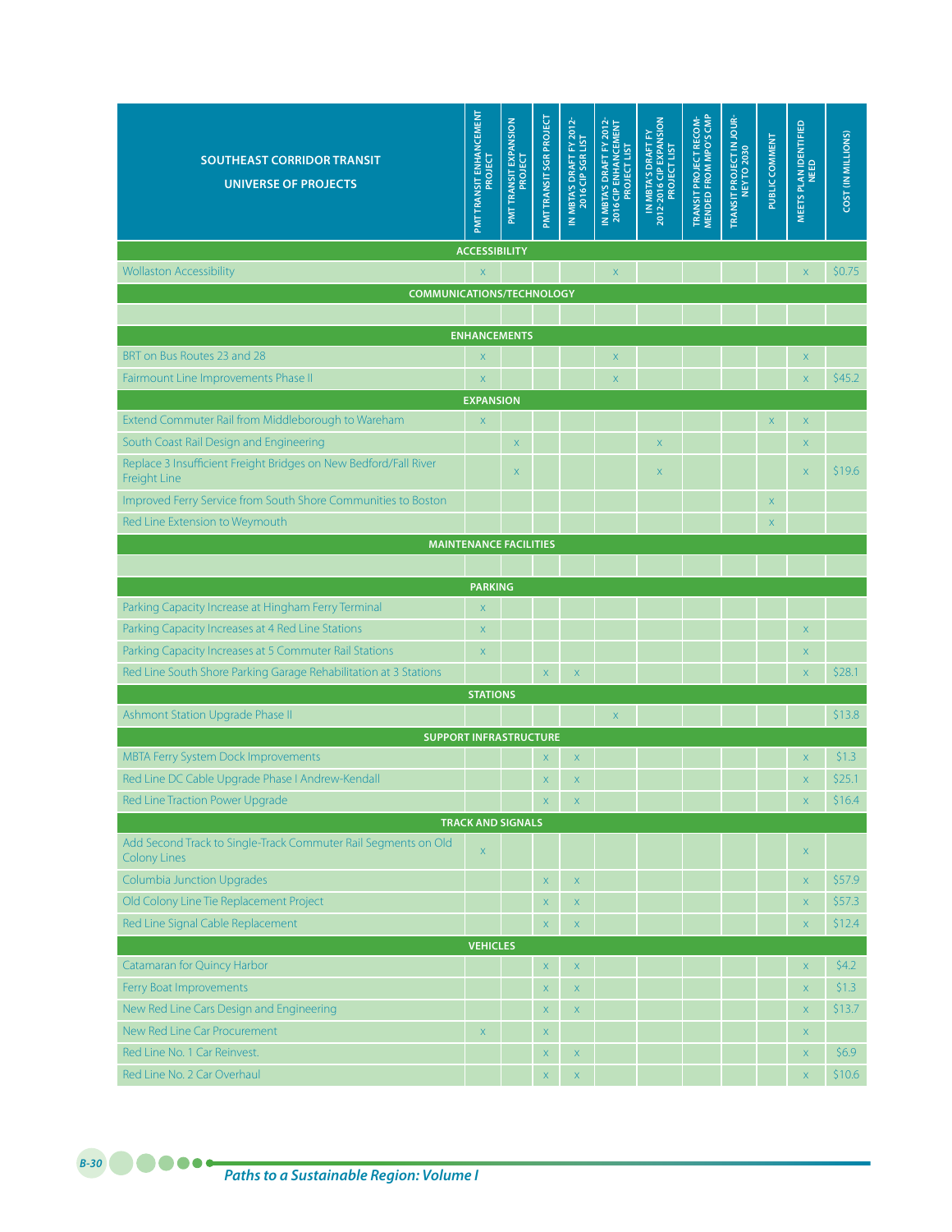| SOUTHEAST CORRIDOR TRANSIT UNIVERSE OF PROJECTS | PMT TRANSIT ENHANCEMENT PROJECT | PMT TRANSIT EXPANSION PROJECT | PMT TRANSIT SGR PROJECT | IN MBTA'S DRAFT FY 2012-2016 CIP SGR LIST | IN MBTA'S DRAFT FY 2012-2016 CIP ENHANCEMENT PROJECT LIST | IN MBTA'S DRAFT FY 2012-2016 CIP EXPANSION PROJECT LIST | TRANSIT PROJECT RECOMMENDED FROM MPO'S CMP | TRANSIT PROJECT IN JOURNEY TO 2030 | PUBLIC COMMENT | MEETS PLAN IDENTIFIED NEED | COST (IN MILLIONS) |
|---|---|---|---|---|---|---|---|---|---|---|---|
| **ACCESSIBILITY** | | | | | | | | | | | |
| Wollaston Accessibility | x | | | | x | | | | | x | $0.75 |
| **COMMUNICATIONS/TECHNOLOGY** | | | | | | | | | | | |
| | | | | | | | | | | | |
| **ENHANCEMENTS** | | | | | | | | | | | |
| BRT on Bus Routes 23 and 28 | x | | | | x | | | | | x | |
| Fairmount Line Improvements Phase II | x | | | | x | | | | | x | $45.2 |
| **EXPANSION** | | | | | | | | | | | |
| Extend Commuter Rail from Middleborough to Wareham | x | | | | | | | | x | x | |
| South Coast Rail Design and Engineering | | x | | | | x | | | | x | |
| Replace 3 Insufficient Freight Bridges on New Bedford/Fall River Freight Line | | x | | | | x | | | | x | $19.6 |
| Improved Ferry Service from South Shore Communities to Boston | | | | | | | | | x | | |
| Red Line Extension to Weymouth | | | | | | | | | x | | |
| **MAINTENANCE FACILITIES** | | | | | | | | | | | |
| | | | | | | | | | | | |
| **PARKING** | | | | | | | | | | | |
| Parking Capacity Increase at Hingham Ferry Terminal | x | | | | | | | | | | |
| Parking Capacity Increases at 4 Red Line Stations | x | | | | | | | | | x | |
| Parking Capacity Increases at 5 Commuter Rail Stations | x | | | | | | | | | x | |
| Red Line South Shore Parking Garage Rehabilitation at 3 Stations | | | x | x | | | | | | x | $28.1 |
| **STATIONS** | | | | | | | | | | | |
| Ashmont Station Upgrade Phase II | | | | | x | | | | | | $13.8 |
| **SUPPORT INFRASTRUCTURE** | | | | | | | | | | | |
| MBTA Ferry System Dock Improvements | | | x | x | | | | | | x | $1.3 |
| Red Line DC Cable Upgrade Phase I Andrew-Kendall | | | x | x | | | | | | x | $25.1 |
| Red Line Traction Power Upgrade | | | x | x | | | | | | x | $16.4 |
| **TRACK AND SIGNALS** | | | | | | | | | | | |
| Add Second Track to Single-Track Commuter Rail Segments on Old Colony Lines | x | | | | | | | | | x | |
| Columbia Junction Upgrades | | | x | x | | | | | | x | $57.9 |
| Old Colony Line Tie Replacement Project | | | x | x | | | | | | x | $57.3 |
| Red Line Signal Cable Replacement | | | x | x | | | | | | x | $12.4 |
| **VEHICLES** | | | | | | | | | | | |
| Catamaran for Quincy Harbor | | | x | x | | | | | | x | $4.2 |
| Ferry Boat Improvements | | | x | x | | | | | | x | $1.3 |
| New Red Line Cars Design and Engineering | | | x | x | | | | | | x | $13.7 |
| New Red Line Car Procurement | x | | x | | | | | | | x | |
| Red Line No. 1 Car Reinvest. | | | x | x | | | | | | x | $6.9 |
| Red Line No. 2 Car Overhaul | | | x | x | | | | | | x | $10.6 |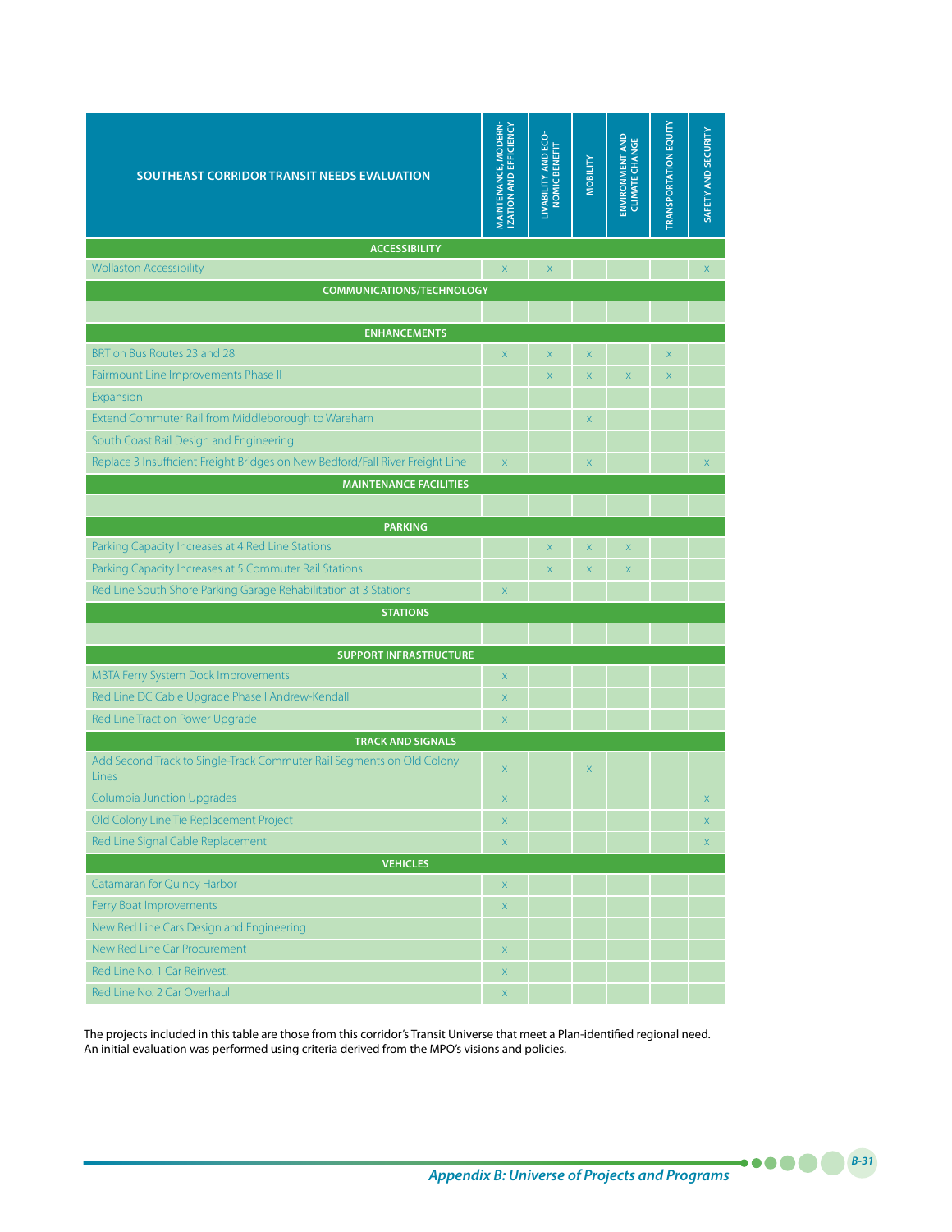| SOUTHEAST CORRIDOR TRANSIT NEEDS EVALUATION | MAINTENANCE, MODERNIZATION AND EFFICIENCY | LIVABILITY AND ECONOMIC BENEFIT | MOBILITY | ENVIRONMENT AND CLIMATE CHANGE | TRANSPORTATION EQUITY | SAFETY AND SECURITY |
|---|---|---|---|---|---|---|
| **ACCESSIBILITY** | | | | | | |
| Wollaston Accessibility | x | x | | | | x |
| **COMMUNICATIONS/TECHNOLOGY** | | | | | | |
| | | | | | | |
| **ENHANCEMENTS** | | | | | | |
| BRT on Bus Routes 23 and 28 | x | x | x | | x | |
| Fairmount Line Improvements Phase II | | x | x | x | x | |
| Expansion | | | | | | |
| Extend Commuter Rail from Middleborough to Wareham | | | x | | | |
| South Coast Rail Design and Engineering | | | | | | |
| Replace 3 Insufficient Freight Bridges on New Bedford/Fall River Freight Line | x | | x | | | x |
| **MAINTENANCE FACILITIES** | | | | | | |
| | | | | | | |
| **PARKING** | | | | | | |
| Parking Capacity Increases at 4 Red Line Stations | | x | x | x | | |
| Parking Capacity Increases at 5 Commuter Rail Stations | | x | x | x | | |
| Red Line South Shore Parking Garage Rehabilitation at 3 Stations | x | | | | | |
| **STATIONS** | | | | | | |
| | | | | | | |
| **SUPPORT INFRASTRUCTURE** | | | | | | |
| MBTA Ferry System Dock Improvements | x | | | | | |
| Red Line DC Cable Upgrade Phase I Andrew-Kendall | x | | | | | |
| Red Line Traction Power Upgrade | x | | | | | |
| **TRACK AND SIGNALS** | | | | | | |
| Add Second Track to Single-Track Commuter Rail Segments on Old Colony Lines | x | | x | | | |
| Columbia Junction Upgrades | x | | | | | x |
| Old Colony Line Tie Replacement Project | x | | | | | x |
| Red Line Signal Cable Replacement | x | | | | | x |
| **VEHICLES** | | | | | | |
| Catamaran for Quincy Harbor | x | | | | | |
| Ferry Boat Improvements | x | | | | | |
| New Red Line Cars Design and Engineering | | | | | | |
| New Red Line Car Procurement | x | | | | | |
| Red Line No. 1 Car Reinvest. | x | | | | | |
| Red Line No. 2 Car Overhaul | x | | | | | |

The projects included in this table are those from this corridor's Transit Universe that meet a Plan-identified regional need. An initial evaluation was performed using criteria derived from the MPO's visions and policies.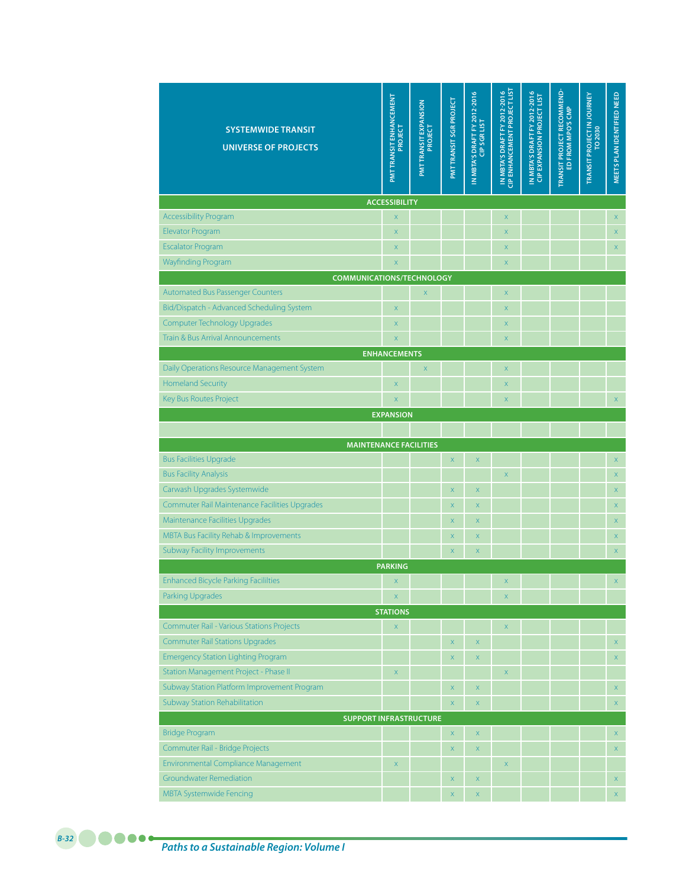| SYSTEMWIDE TRANSIT UNIVERSE OF PROJECTS | PMT TRANSIT ENHANCEMENT PROJECT | PMT TRANSIT EXPANSION PROJECT | PMT TRANSIT SGR PROJECT | IN MBTA'S DRAFT FY 2012-2016 CIP SGR LIST | IN MBTA'S DRAFT FY 2012-2016 CIP ENHANCEMENT PROJECT LIST | IN MBTA'S DRAFT FY 2012-2016 CIP EXPANSION PROJECT LIST | TRANSIT PROJECT RECOMMENDED FROM MPO'S CMP | TRANSIT PROJECT IN JOURNEY TO 2030 | MEETS PLAN IDENTIFIED NEED |
|---|---|---|---|---|---|---|---|---|---|
| **ACCESSIBILITY** | | | | | | | | | |
| Accessibility Program | x | | | | x | | | | x |
| Elevator Program | x | | | | x | | | | x |
| Escalator Program | x | | | | x | | | | x |
| Wayfinding Program | x | | | | x | | | | |
| **COMMUNICATIONS/TECHNOLOGY** | | | | | | | | | |
| Automated Bus Passenger Counters | | x | | | x | | | | |
| Bid/Dispatch - Advanced Scheduling System | x | | | | x | | | | |
| Computer Technology Upgrades | x | | | | x | | | | |
| Train & Bus Arrival Announcements | x | | | | x | | | | |
| **ENHANCEMENTS** | | | | | | | | | |
| Daily Operations Resource Management System | | x | | | x | | | | |
| Homeland Security | x | | | | x | | | | |
| Key Bus Routes Project | x | | | | x | | | | x |
| **EXPANSION** | | | | | | | | | |
| | | | | | | | | | |
| **MAINTENANCE FACILITIES** | | | | | | | | | |
| Bus Facilities Upgrade | | | x | x | | | | | x |
| Bus Facility Analysis | | | | | x | | | | x |
| Carwash Upgrades Systemwide | | | x | x | | | | | x |
| Commuter Rail Maintenance Facilities Upgrades | | | x | x | | | | | x |
| Maintenance Facilities Upgrades | | | x | x | | | | | x |
| MBTA Bus Facility Rehab & Improvements | | | x | x | | | | | x |
| Subway Facility Improvements | | | x | x | | | | | x |
| **PARKING** | | | | | | | | | |
| Enhanced Bicycle Parking Facililties | x | | | | x | | | | x |
| Parking Upgrades | x | | | | x | | | | |
| **STATIONS** | | | | | | | | | |
| Commuter Rail - Various Stations Projects | x | | | | x | | | | |
| Commuter Rail Stations Upgrades | | | x | x | | | | | x |
| Emergency Station Lighting Program | | | x | x | | | | | x |
| Station Management Project - Phase II | x | | | | x | | | | |
| Subway Station Platform Improvement Program | | | x | x | | | | | x |
| Subway Station Rehabilitation | | | x | x | | | | | x |
| **SUPPORT INFRASTRUCTURE** | | | | | | | | | |
| Bridge Program | | | x | x | | | | | x |
| Commuter Rail - Bridge Projects | | | x | x | | | | | x |
| Environmental Compliance Management | x | | | | x | | | | |
| Groundwater Remediation | | | x | x | | | | | x |
| MBTA Systemwide Fencing | | | x | x | | | | | x |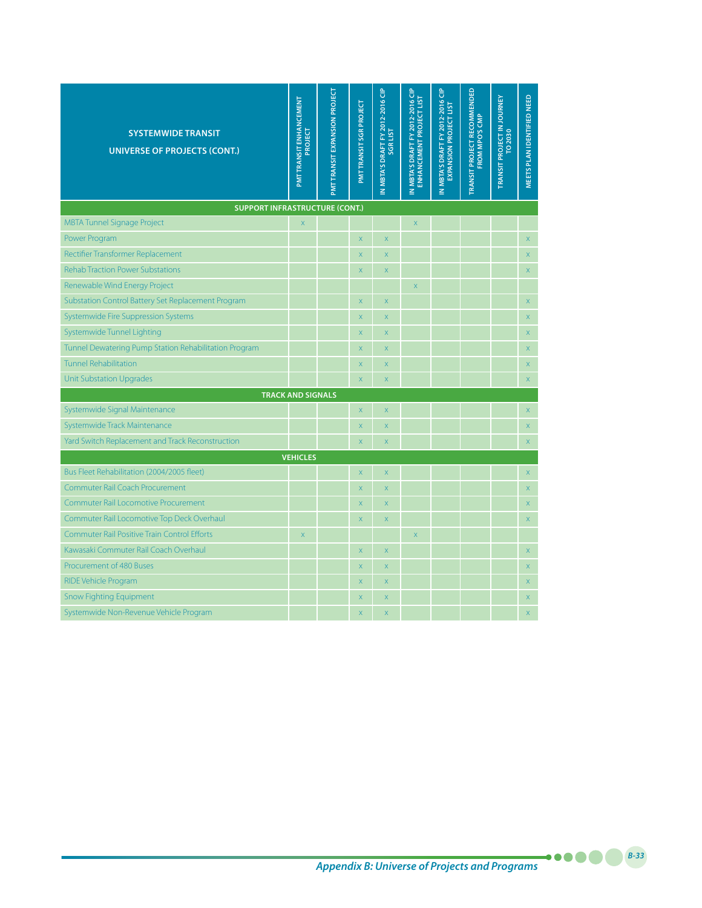| SYSTEMWIDE TRANSIT UNIVERSE OF PROJECTS (CONT.) | PMT TRANSIT ENHANCEMENT PROJECT | PMT TRANSIT EXPANSION PROJECT | PMT TRANSIT SGR PROJECT | IN MBTA'S DRAFT FY 2012-2016 CIP SGR LIST | IN MBTA'S DRAFT FY 2012-2016 CIP ENHANCEMENT PROJECT LIST | IN MBTA'S DRAFT FY 2012-2016 CIP EXPANSION PROJECT LIST | TRANSIT PROJECT RECOMMENDED FROM MPO'S CMP | TRANSIT PROJECT IN JOURNEY TO 2030 | MEETS PLAN IDENTIFIED NEED |
|---|---|---|---|---|---|---|---|---|---|
| **SUPPORT INFRASTRUCTURE (CONT.)** | | | | | | | | | |
| MBTA Tunnel Signage Project | x | | | | x | | | | |
| Power Program | | | x | x | | | | | x |
| Rectifier Transformer Replacement | | | x | x | | | | | x |
| Rehab Traction Power Substations | | | x | x | | | | | x |
| Renewable Wind Energy Project | | | | | x | | | | |
| Substation Control Battery Set Replacement Program | | | x | x | | | | | x |
| Systemwide Fire Suppression Systems | | | x | x | | | | | x |
| Systemwide Tunnel Lighting | | | x | x | | | | | x |
| Tunnel Dewatering Pump Station Rehabilitation Program | | | x | x | | | | | x |
| Tunnel Rehabilitation | | | x | x | | | | | x |
| Unit Substation Upgrades | | | x | x | | | | | x |
| **TRACK AND SIGNALS** | | | | | | | | | |
| Systemwide Signal Maintenance | | | x | x | | | | | x |
| Systemwide Track Maintenance | | | x | x | | | | | x |
| Yard Switch Replacement and Track Reconstruction | | | x | x | | | | | x |
| **VEHICLES** | | | | | | | | | |
| Bus Fleet Rehabilitation (2004/2005 fleet) | | | x | x | | | | | x |
| Commuter Rail Coach Procurement | | | x | x | | | | | x |
| Commuter Rail Locomotive Procurement | | | x | x | | | | | x |
| Commuter Rail Locomotive Top Deck Overhaul | | | x | x | | | | | x |
| Commuter Rail Positive Train Control Efforts | x | | | | x | | | | |
| Kawasaki Commuter Rail Coach Overhaul | | | x | x | | | | | x |
| Procurement of 480 Buses | | | x | x | | | | | x |
| RIDE Vehicle Program | | | x | x | | | | | x |
| Snow Fighting Equipment | | | x | x | | | | | x |
| Systemwide Non-Revenue Vehicle Program | | | x | x | | | | | x |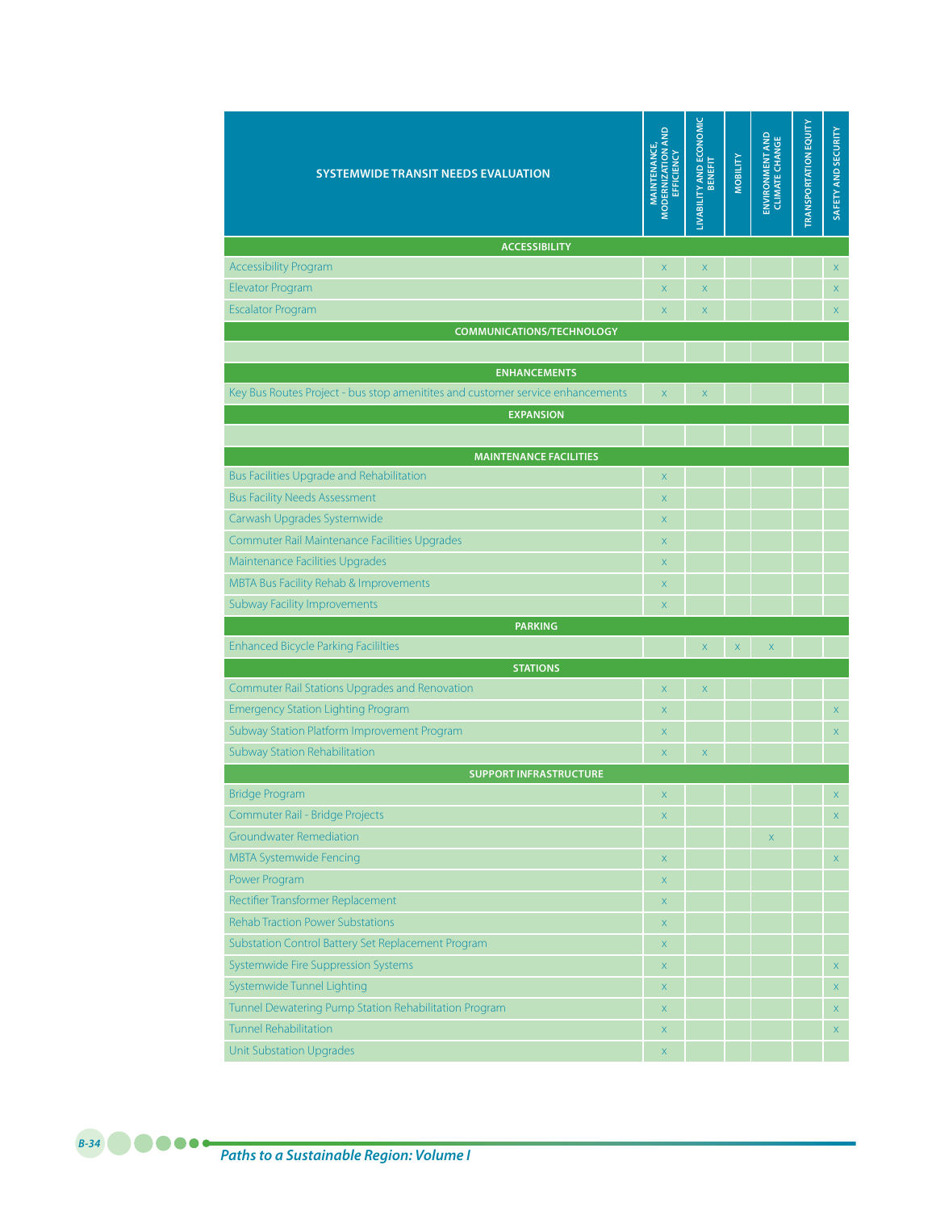| SYSTEMWIDE TRANSIT NEEDS EVALUATION | MAINTENANCE, MODERNIZATION AND EFFICIENCY | LIVABILITY AND ECONOMIC BENEFIT | MOBILITY | ENVIRONMENT AND CLIMATE CHANGE | TRANSPORTATION EQUITY | SAFETY AND SECURITY |
|---|---|---|---|---|---|---|
| **ACCESSIBILITY** | | | | | | |
| Accessibility Program | x | x | | | | x |
| Elevator Program | x | x | | | | x |
| Escalator Program | x | x | | | | x |
| **COMMUNICATIONS/TECHNOLOGY** | | | | | | |
| | | | | | | |
| **ENHANCEMENTS** | | | | | | |
| Key Bus Routes Project - bus stop amenitites and customer service enhancements | x | x | | | | |
| **EXPANSION** | | | | | | |
| | | | | | | |
| **MAINTENANCE FACILITIES** | | | | | | |
| Bus Facilities Upgrade and Rehabilitation | x | | | | | |
| Bus Facility Needs Assessment | x | | | | | |
| Carwash Upgrades Systemwide | x | | | | | |
| Commuter Rail Maintenance Facilities Upgrades | x | | | | | |
| Maintenance Facilities Upgrades | x | | | | | |
| MBTA Bus Facility Rehab & Improvements | x | | | | | |
| Subway Facility Improvements | x | | | | | |
| **PARKING** | | | | | | |
| Enhanced Bicycle Parking Facililties | | x | x | x | | |
| **STATIONS** | | | | | | |
| Commuter Rail Stations Upgrades and Renovation | x | x | | | | |
| Emergency Station Lighting Program | x | | | | | x |
| Subway Station Platform Improvement Program | x | | | | | x |
| Subway Station Rehabilitation | x | x | | | | |
| **SUPPORT INFRASTRUCTURE** | | | | | | |
| Bridge Program | x | | | | | x |
| Commuter Rail - Bridge Projects | x | | | | | x |
| Groundwater Remediation | | | | x | | |
| MBTA Systemwide Fencing | x | | | | | x |
| Power Program | x | | | | | |
| Rectifier Transformer Replacement | x | | | | | |
| Rehab Traction Power Substations | x | | | | | |
| Substation Control Battery Set Replacement Program | x | | | | | |
| Systemwide Fire Suppression Systems | x | | | | | x |
| Systemwide Tunnel Lighting | x | | | | | x |
| Tunnel Dewatering Pump Station Rehabilitation Program | x | | | | | x |
| Tunnel Rehabilitation | x | | | | | x |
| Unit Substation Upgrades | x | | | | | |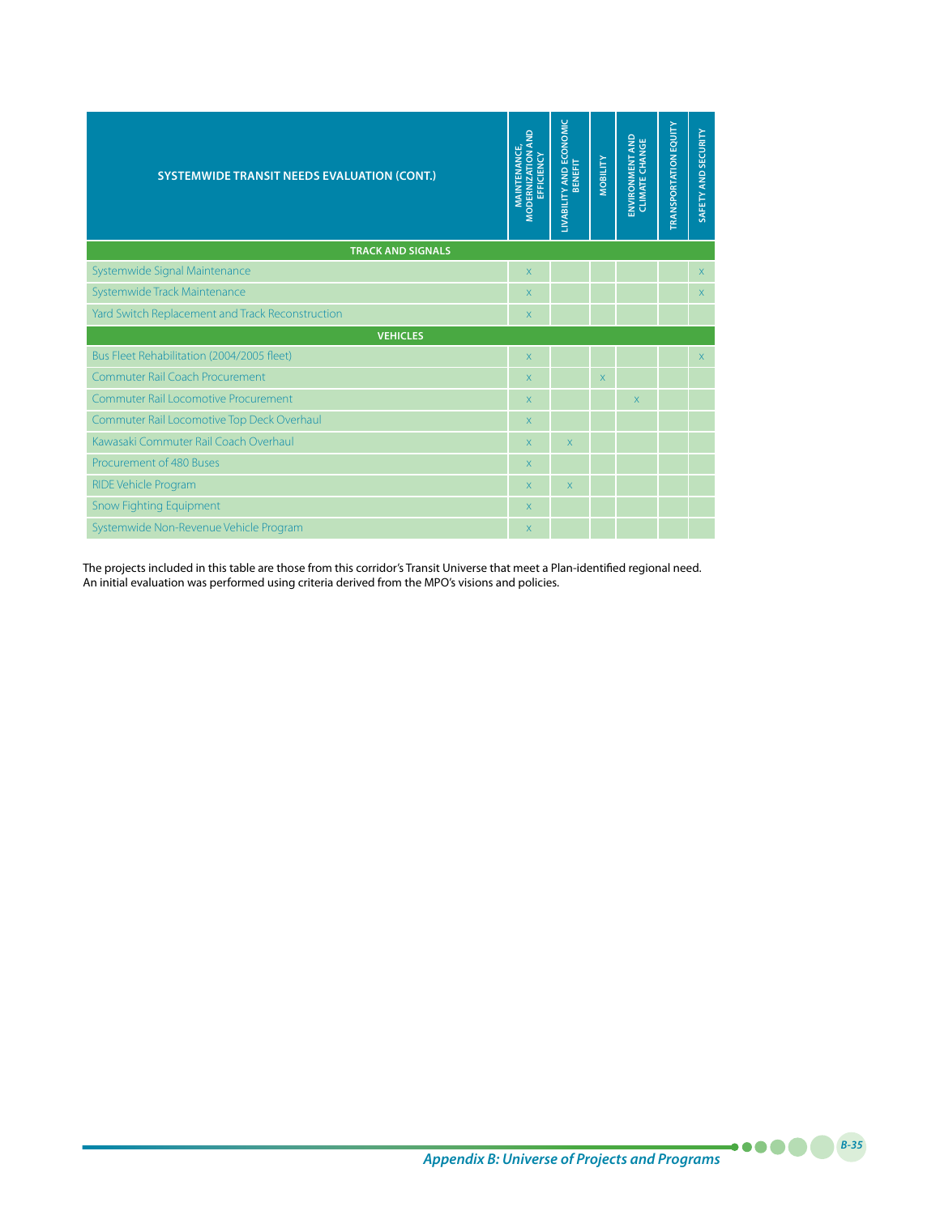| SYSTEMWIDE TRANSIT NEEDS EVALUATION (CONT.) | MAINTENANCE, MODERNIZATION AND EFFICIENCY | LIVABILITY AND ECONOMIC BENEFIT | MOBILITY | ENVIRONMENT AND CLIMATE CHANGE | TRANSPORTATION EQUITY | SAFETY AND SECURITY |
|---|---|---|---|---|---|---|
| **TRACK AND SIGNALS** | | | | | | |
| Systemwide Signal Maintenance | x | | | | | x |
| Systemwide Track Maintenance | x | | | | | x |
| Yard Switch Replacement and Track Reconstruction | x | | | | | |
| **VEHICLES** | | | | | | |
| Bus Fleet Rehabilitation (2004/2005 fleet) | x | | | | | x |
| Commuter Rail Coach Procurement | x | | x | | | |
| Commuter Rail Locomotive Procurement | x | | | x | | |
| Commuter Rail Locomotive Top Deck Overhaul | x | | | | | |
| Kawasaki Commuter Rail Coach Overhaul | x | x | | | | |
| Procurement of 480 Buses | x | | | | | |
| RIDE Vehicle Program | x | x | | | | |
| Snow Fighting Equipment | x | | | | | |
| Systemwide Non-Revenue Vehicle Program | x | | | | | |

The projects included in this table are those from this corridor's Transit Universe that meet a Plan-identified regional need. An initial evaluation was performed using criteria derived from the MPO's visions and policies.